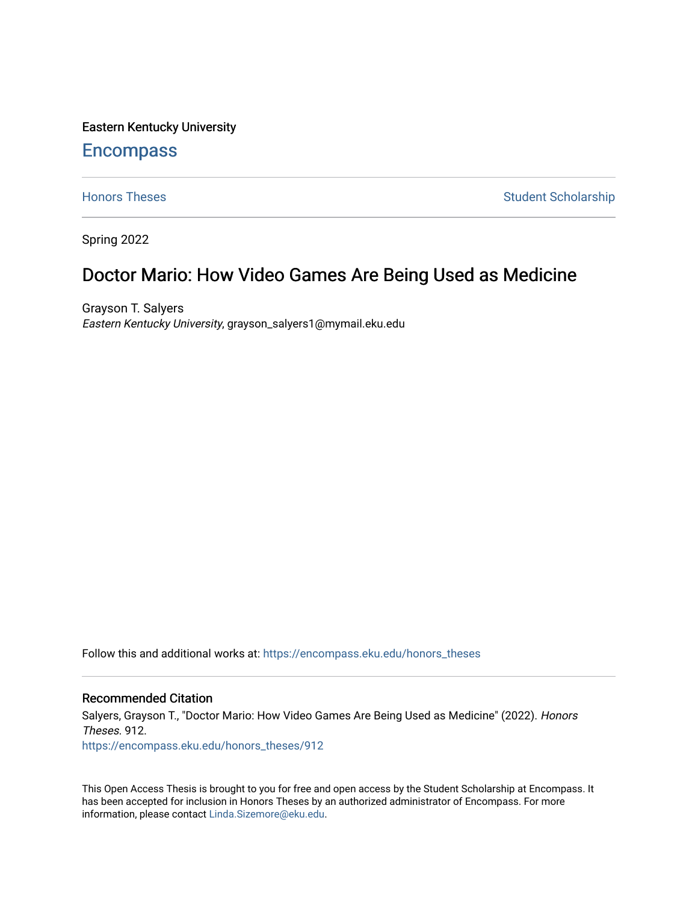Eastern Kentucky University

# Encompass

Honors Theses | Student Scholarship

Spring 2022

## Doctor Mario: How Video Games Are Being Used as Medicine

Grayson T. Salyers
*Eastern Kentucky University*, grayson_salyers1@mymail.eku.edu

Follow this and additional works at: https://encompass.eku.edu/honors_theses

### Recommended Citation

Salyers, Grayson T., "Doctor Mario: How Video Games Are Being Used as Medicine" (2022). *Honors Theses*. 912.
https://encompass.eku.edu/honors_theses/912

This Open Access Thesis is brought to you for free and open access by the Student Scholarship at Encompass. It has been accepted for inclusion in Honors Theses by an authorized administrator of Encompass. For more information, please contact Linda.Sizemore@eku.edu.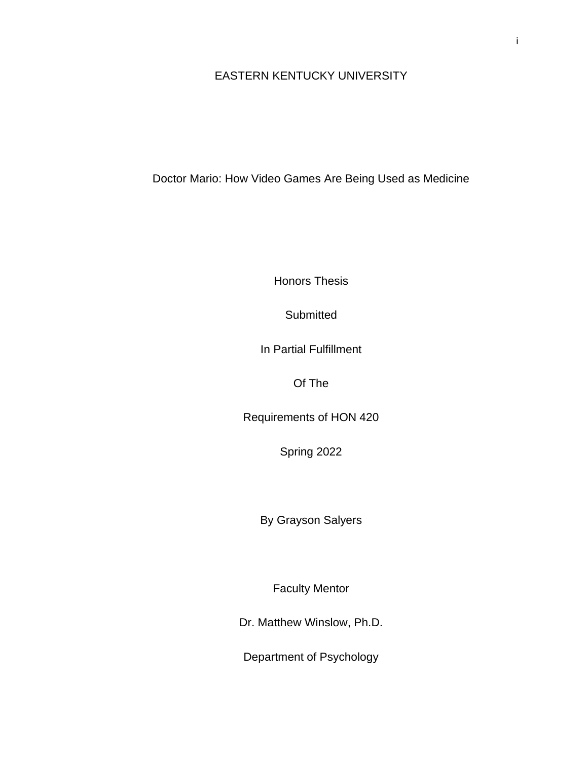EASTERN KENTUCKY UNIVERSITY

# Doctor Mario: How Video Games Are Being Used as Medicine

Honors Thesis

Submitted

In Partial Fulfillment

Of The

Requirements of HON 420

Spring 2022

By Grayson Salyers

Faculty Mentor

Dr. Matthew Winslow, Ph.D.

Department of Psychology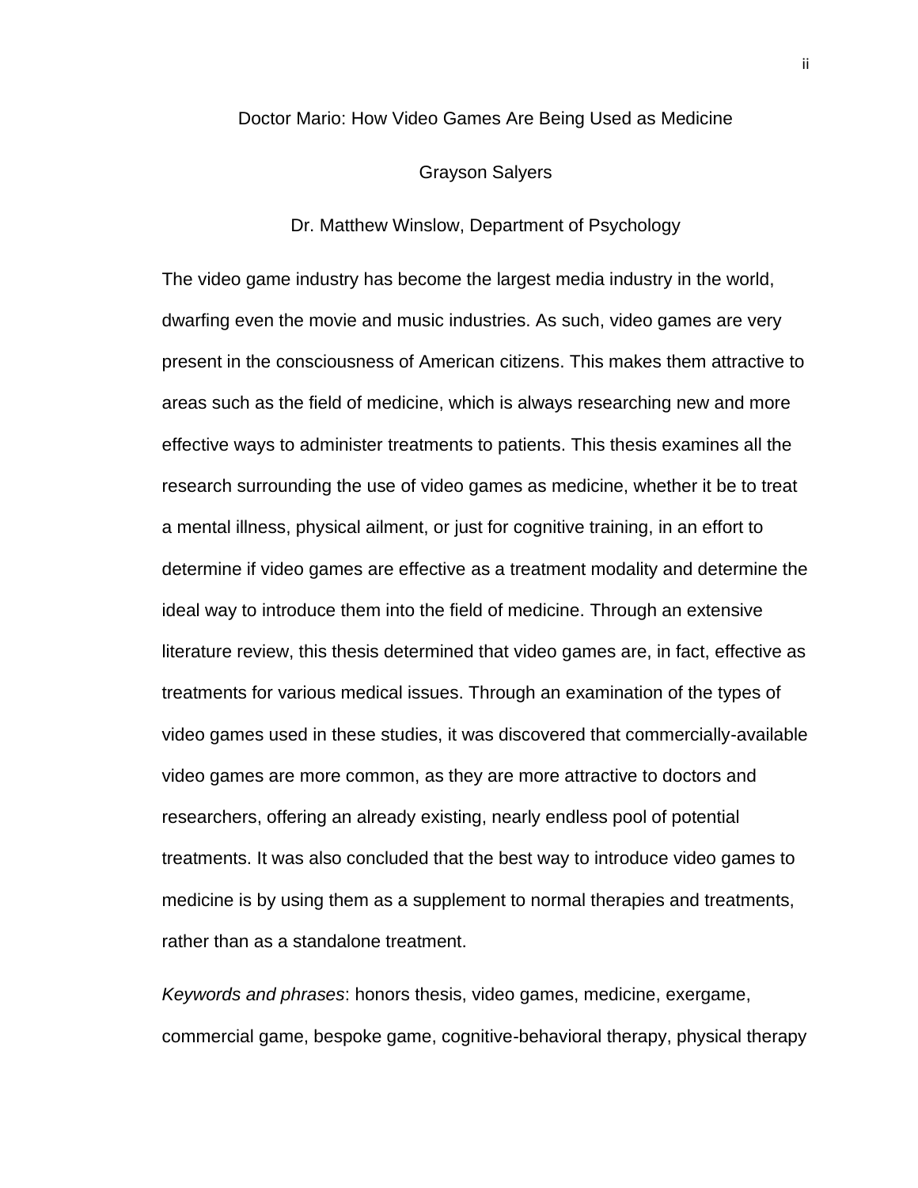Doctor Mario: How Video Games Are Being Used as Medicine

Grayson Salyers

Dr. Matthew Winslow, Department of Psychology

The video game industry has become the largest media industry in the world, dwarfing even the movie and music industries. As such, video games are very present in the consciousness of American citizens. This makes them attractive to areas such as the field of medicine, which is always researching new and more effective ways to administer treatments to patients. This thesis examines all the research surrounding the use of video games as medicine, whether it be to treat a mental illness, physical ailment, or just for cognitive training, in an effort to determine if video games are effective as a treatment modality and determine the ideal way to introduce them into the field of medicine. Through an extensive literature review, this thesis determined that video games are, in fact, effective as treatments for various medical issues. Through an examination of the types of video games used in these studies, it was discovered that commercially-available video games are more common, as they are more attractive to doctors and researchers, offering an already existing, nearly endless pool of potential treatments. It was also concluded that the best way to introduce video games to medicine is by using them as a supplement to normal therapies and treatments, rather than as a standalone treatment.

*Keywords and phrases*: honors thesis, video games, medicine, exergame, commercial game, bespoke game, cognitive-behavioral therapy, physical therapy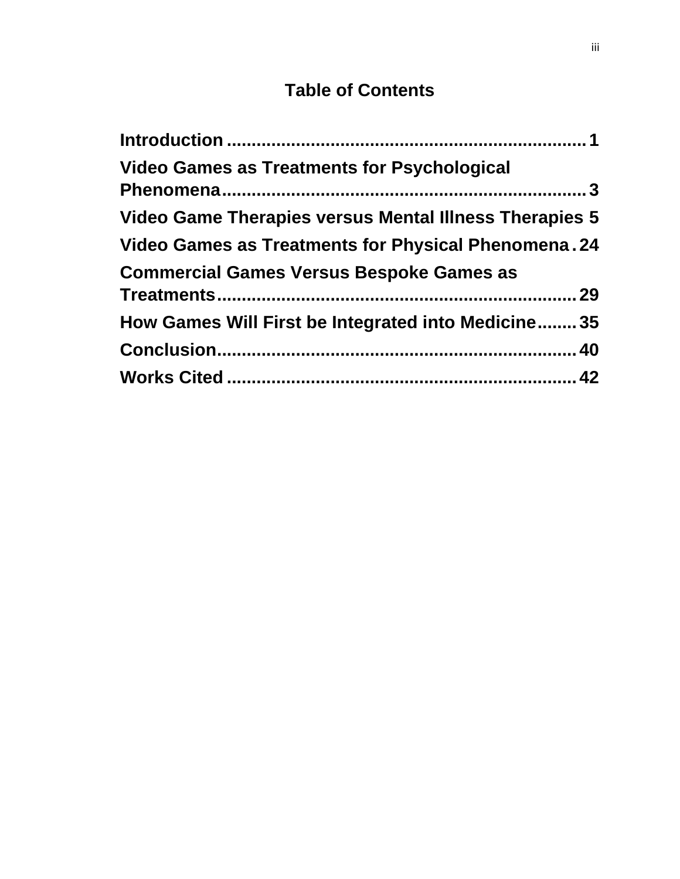# Table of Contents

**Introduction** ........................................................................ **1**

**Video Games as Treatments for Psychological Phenomena** ........................................................................ **3**

**Video Game Therapies versus Mental Illness Therapies** **5**

**Video Games as Treatments for Physical Phenomena** . **24**

**Commercial Games Versus Bespoke Games as Treatments** ........................................................................ **29**

**How Games Will First be Integrated into Medicine** ........ **35**

**Conclusion** ........................................................................ **40**

**Works Cited** ........................................................................ **42**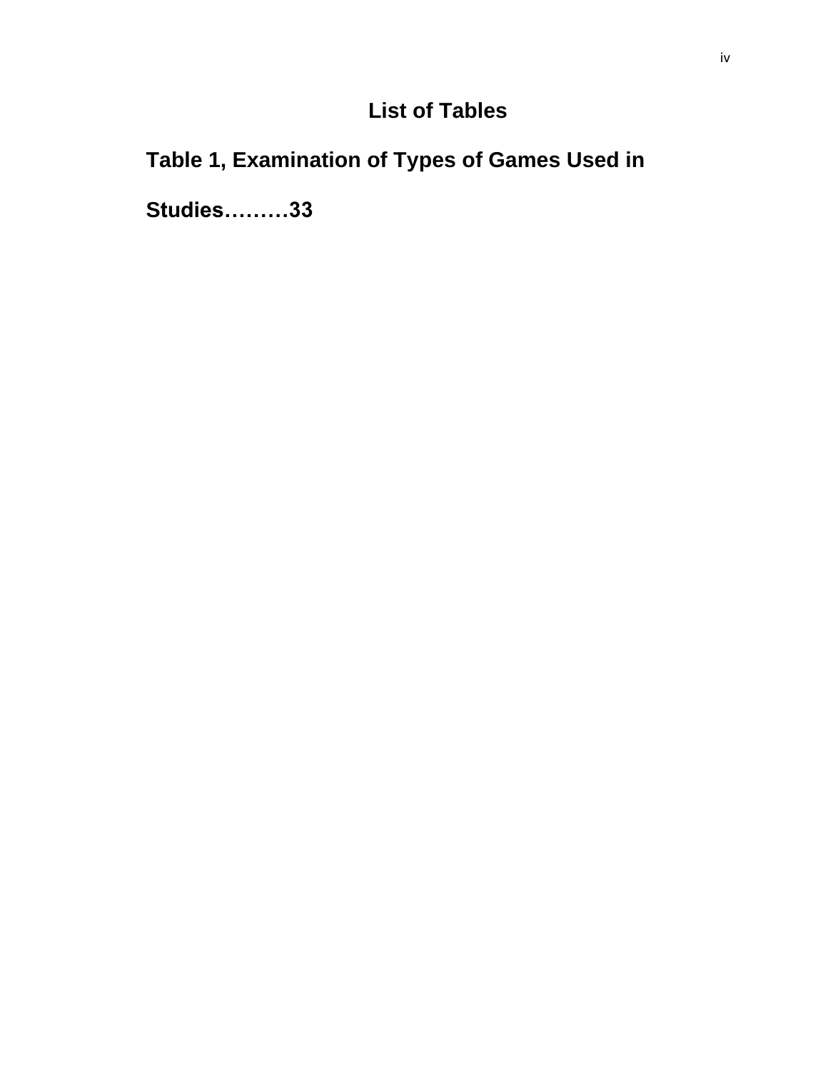# List of Tables

**Table 1, Examination of Types of Games Used in Studies………33**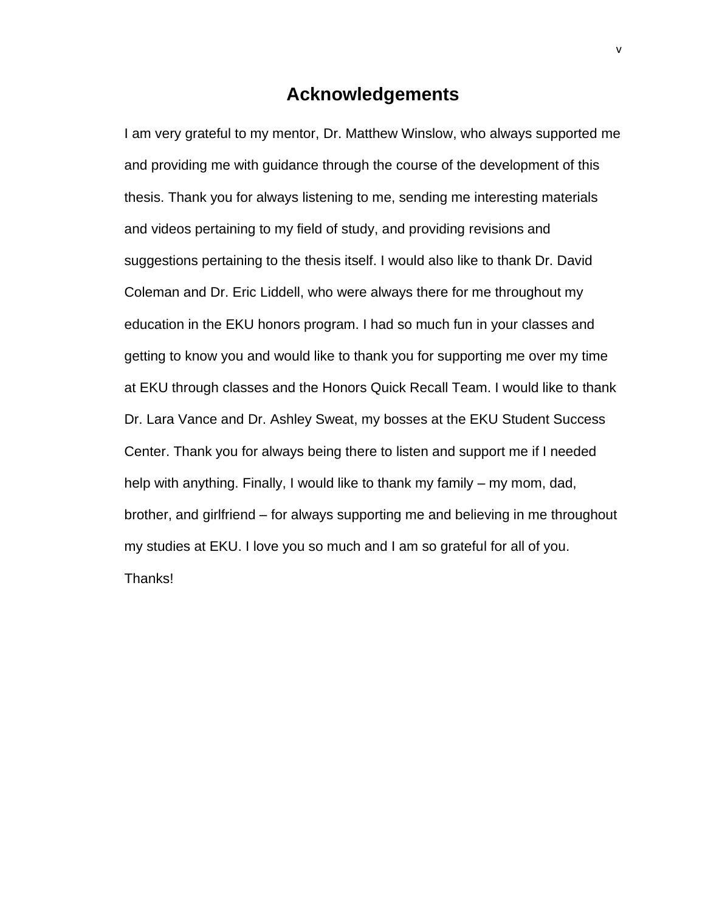# Acknowledgements

I am very grateful to my mentor, Dr. Matthew Winslow, who always supported me and providing me with guidance through the course of the development of this thesis. Thank you for always listening to me, sending me interesting materials and videos pertaining to my field of study, and providing revisions and suggestions pertaining to the thesis itself. I would also like to thank Dr. David Coleman and Dr. Eric Liddell, who were always there for me throughout my education in the EKU honors program. I had so much fun in your classes and getting to know you and would like to thank you for supporting me over my time at EKU through classes and the Honors Quick Recall Team. I would like to thank Dr. Lara Vance and Dr. Ashley Sweat, my bosses at the EKU Student Success Center. Thank you for always being there to listen and support me if I needed help with anything. Finally, I would like to thank my family – my mom, dad, brother, and girlfriend – for always supporting me and believing in me throughout my studies at EKU. I love you so much and I am so grateful for all of you. Thanks!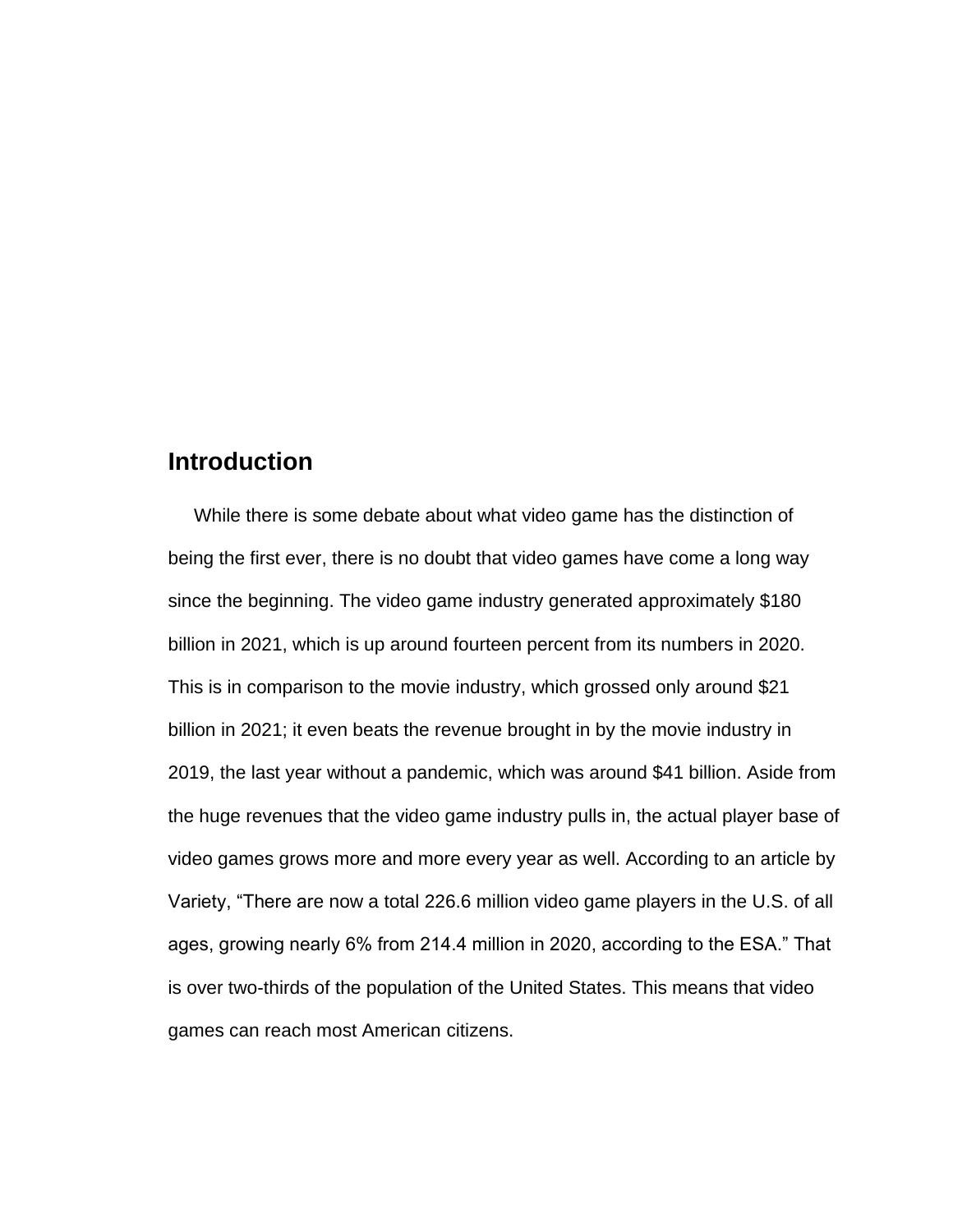## Introduction

While there is some debate about what video game has the distinction of being the first ever, there is no doubt that video games have come a long way since the beginning. The video game industry generated approximately $180 billion in 2021, which is up around fourteen percent from its numbers in 2020. This is in comparison to the movie industry, which grossed only around $21 billion in 2021; it even beats the revenue brought in by the movie industry in 2019, the last year without a pandemic, which was around $41 billion. Aside from the huge revenues that the video game industry pulls in, the actual player base of video games grows more and more every year as well. According to an article by Variety, "There are now a total 226.6 million video game players in the U.S. of all ages, growing nearly 6% from 214.4 million in 2020, according to the ESA." That is over two-thirds of the population of the United States. This means that video games can reach most American citizens.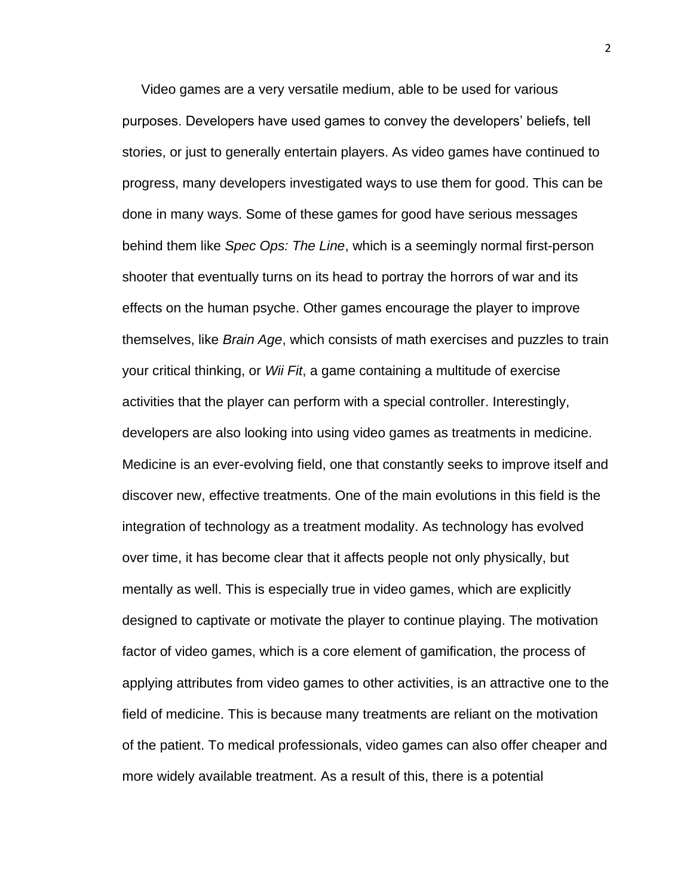Video games are a very versatile medium, able to be used for various purposes. Developers have used games to convey the developers' beliefs, tell stories, or just to generally entertain players. As video games have continued to progress, many developers investigated ways to use them for good. This can be done in many ways. Some of these games for good have serious messages behind them like *Spec Ops: The Line*, which is a seemingly normal first-person shooter that eventually turns on its head to portray the horrors of war and its effects on the human psyche. Other games encourage the player to improve themselves, like *Brain Age*, which consists of math exercises and puzzles to train your critical thinking, or *Wii Fit*, a game containing a multitude of exercise activities that the player can perform with a special controller. Interestingly, developers are also looking into using video games as treatments in medicine. Medicine is an ever-evolving field, one that constantly seeks to improve itself and discover new, effective treatments. One of the main evolutions in this field is the integration of technology as a treatment modality. As technology has evolved over time, it has become clear that it affects people not only physically, but mentally as well. This is especially true in video games, which are explicitly designed to captivate or motivate the player to continue playing. The motivation factor of video games, which is a core element of gamification, the process of applying attributes from video games to other activities, is an attractive one to the field of medicine. This is because many treatments are reliant on the motivation of the patient. To medical professionals, video games can also offer cheaper and more widely available treatment. As a result of this, there is a potential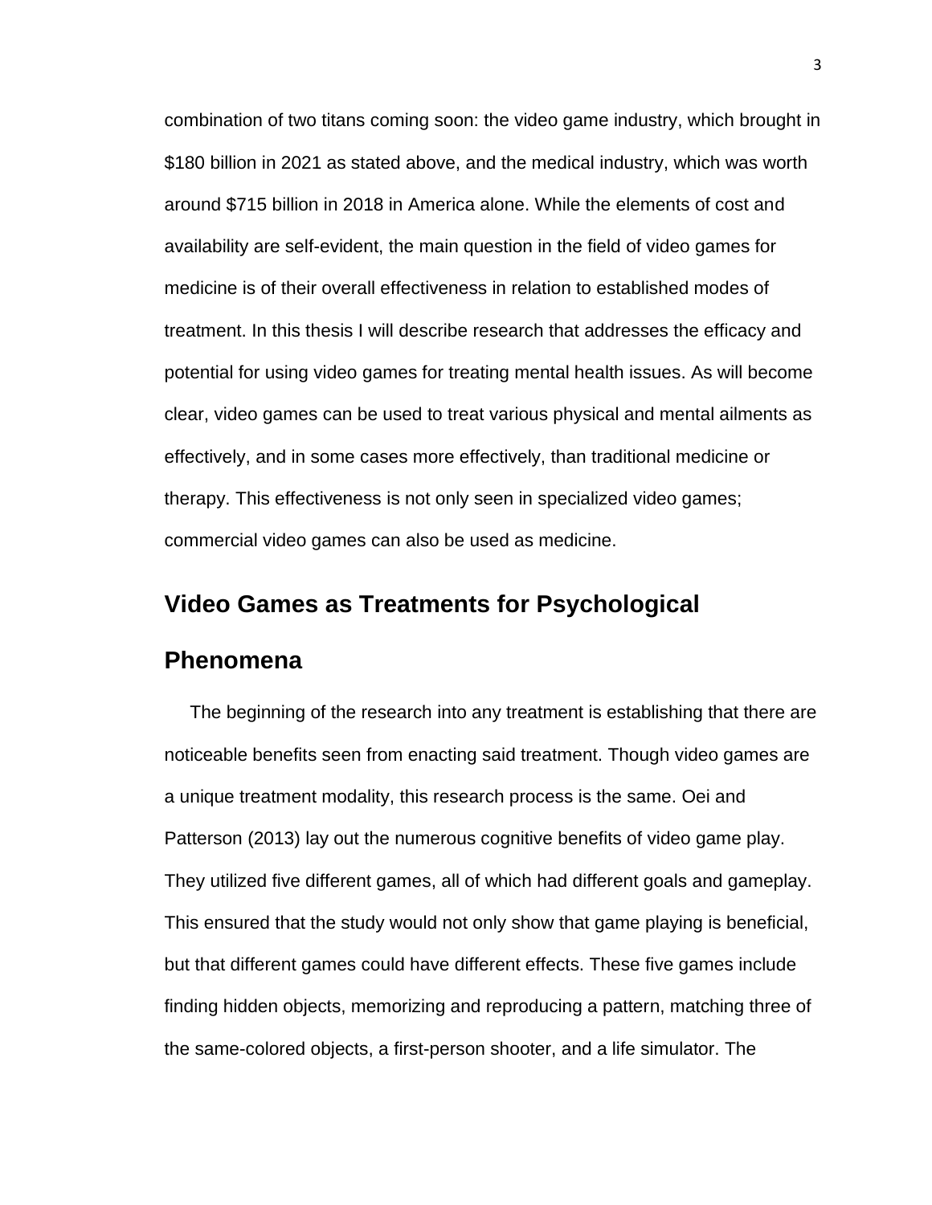combination of two titans coming soon: the video game industry, which brought in $180 billion in 2021 as stated above, and the medical industry, which was worth around $715 billion in 2018 in America alone. While the elements of cost and availability are self-evident, the main question in the field of video games for medicine is of their overall effectiveness in relation to established modes of treatment. In this thesis I will describe research that addresses the efficacy and potential for using video games for treating mental health issues. As will become clear, video games can be used to treat various physical and mental ailments as effectively, and in some cases more effectively, than traditional medicine or therapy. This effectiveness is not only seen in specialized video games; commercial video games can also be used as medicine.

## Video Games as Treatments for Psychological Phenomena

The beginning of the research into any treatment is establishing that there are noticeable benefits seen from enacting said treatment. Though video games are a unique treatment modality, this research process is the same. Oei and Patterson (2013) lay out the numerous cognitive benefits of video game play. They utilized five different games, all of which had different goals and gameplay. This ensured that the study would not only show that game playing is beneficial, but that different games could have different effects. These five games include finding hidden objects, memorizing and reproducing a pattern, matching three of the same-colored objects, a first-person shooter, and a life simulator. The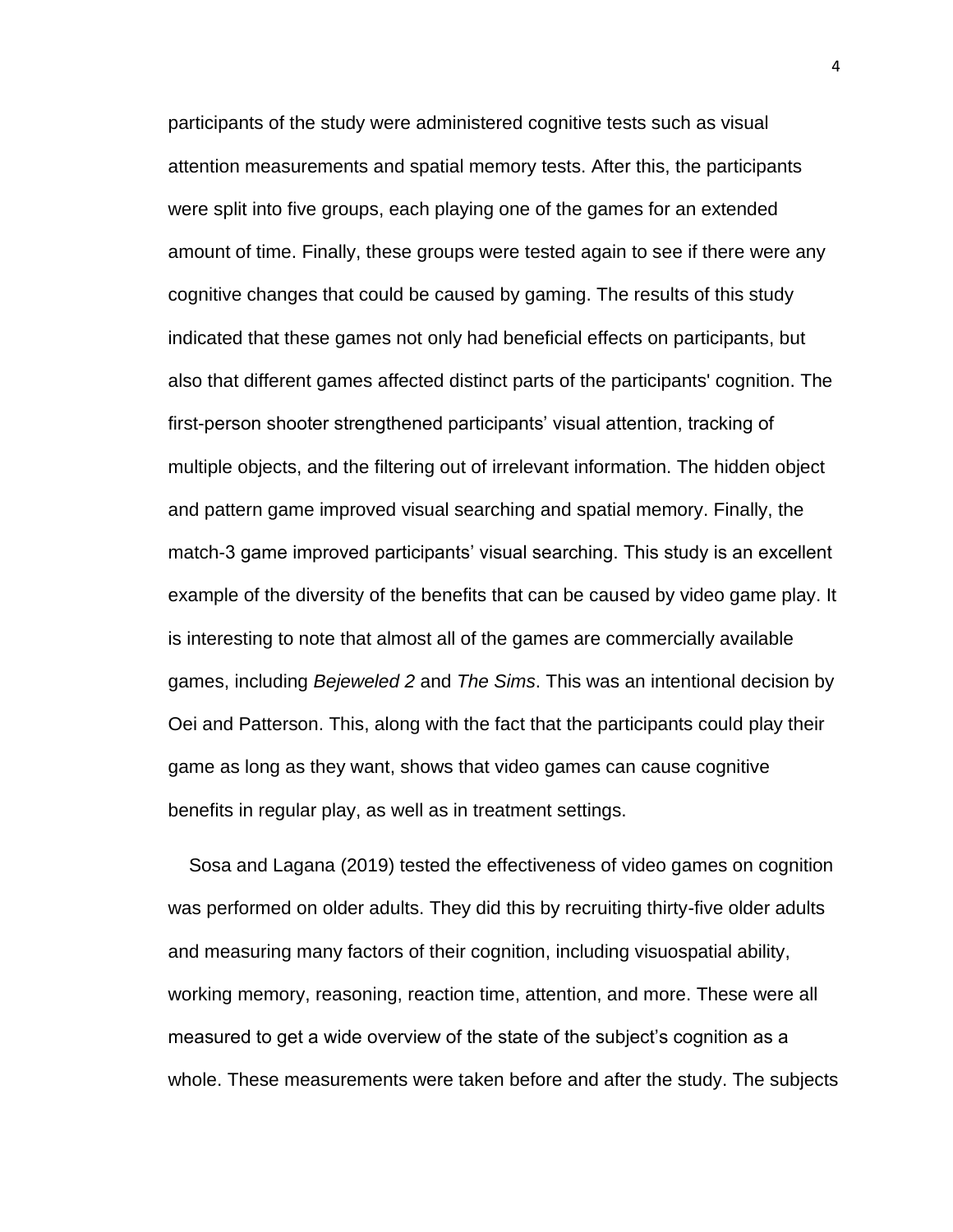participants of the study were administered cognitive tests such as visual attention measurements and spatial memory tests. After this, the participants were split into five groups, each playing one of the games for an extended amount of time. Finally, these groups were tested again to see if there were any cognitive changes that could be caused by gaming. The results of this study indicated that these games not only had beneficial effects on participants, but also that different games affected distinct parts of the participants' cognition. The first-person shooter strengthened participants' visual attention, tracking of multiple objects, and the filtering out of irrelevant information. The hidden object and pattern game improved visual searching and spatial memory. Finally, the match-3 game improved participants' visual searching. This study is an excellent example of the diversity of the benefits that can be caused by video game play. It is interesting to note that almost all of the games are commercially available games, including *Bejeweled 2* and *The Sims*. This was an intentional decision by Oei and Patterson. This, along with the fact that the participants could play their game as long as they want, shows that video games can cause cognitive benefits in regular play, as well as in treatment settings.

Sosa and Lagana (2019) tested the effectiveness of video games on cognition was performed on older adults. They did this by recruiting thirty-five older adults and measuring many factors of their cognition, including visuospatial ability, working memory, reasoning, reaction time, attention, and more. These were all measured to get a wide overview of the state of the subject's cognition as a whole. These measurements were taken before and after the study. The subjects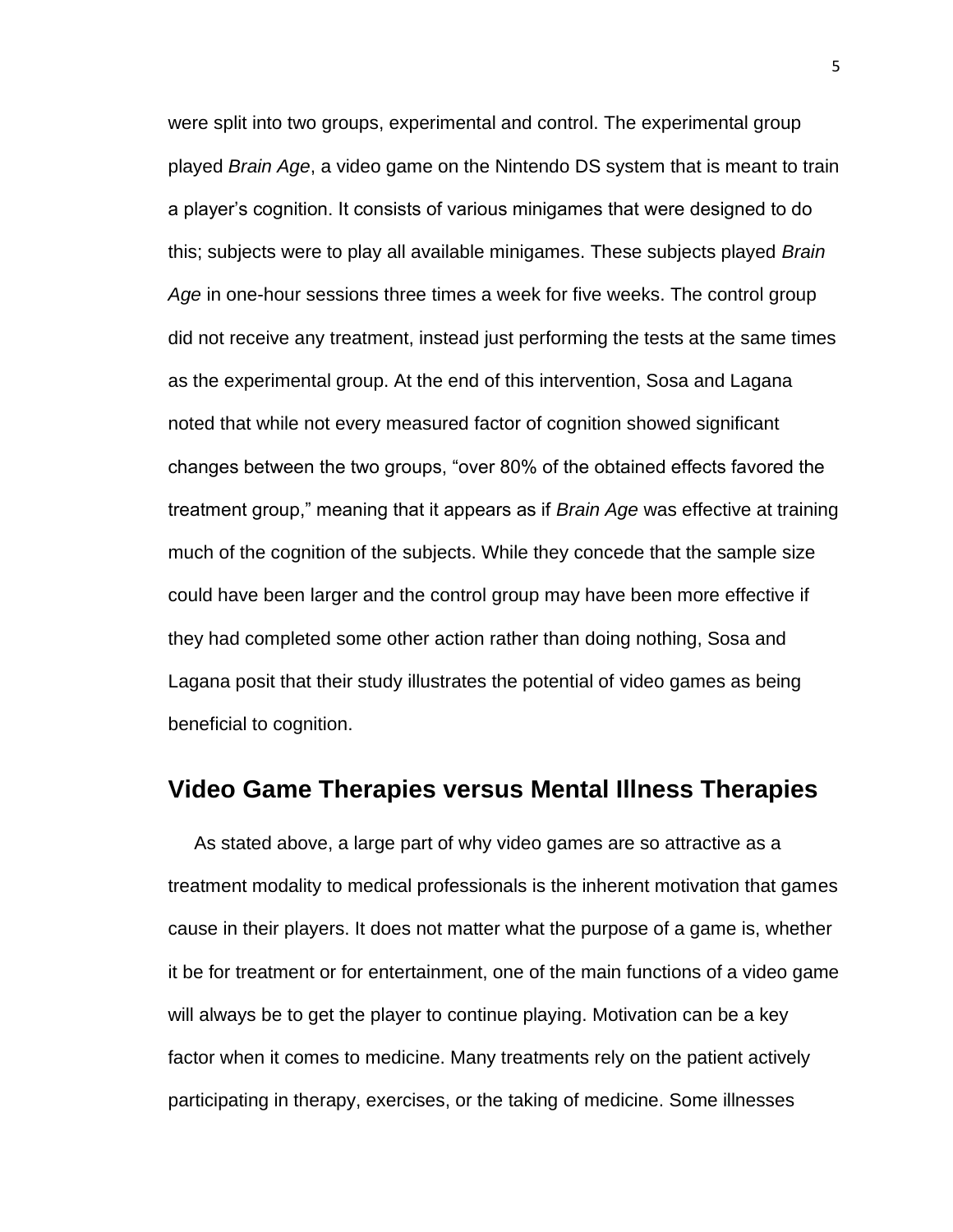were split into two groups, experimental and control. The experimental group played *Brain Age*, a video game on the Nintendo DS system that is meant to train a player's cognition. It consists of various minigames that were designed to do this; subjects were to play all available minigames. These subjects played *Brain Age* in one-hour sessions three times a week for five weeks. The control group did not receive any treatment, instead just performing the tests at the same times as the experimental group. At the end of this intervention, Sosa and Lagana noted that while not every measured factor of cognition showed significant changes between the two groups, "over 80% of the obtained effects favored the treatment group," meaning that it appears as if *Brain Age* was effective at training much of the cognition of the subjects. While they concede that the sample size could have been larger and the control group may have been more effective if they had completed some other action rather than doing nothing, Sosa and Lagana posit that their study illustrates the potential of video games as being beneficial to cognition.

## Video Game Therapies versus Mental Illness Therapies

As stated above, a large part of why video games are so attractive as a treatment modality to medical professionals is the inherent motivation that games cause in their players. It does not matter what the purpose of a game is, whether it be for treatment or for entertainment, one of the main functions of a video game will always be to get the player to continue playing. Motivation can be a key factor when it comes to medicine. Many treatments rely on the patient actively participating in therapy, exercises, or the taking of medicine. Some illnesses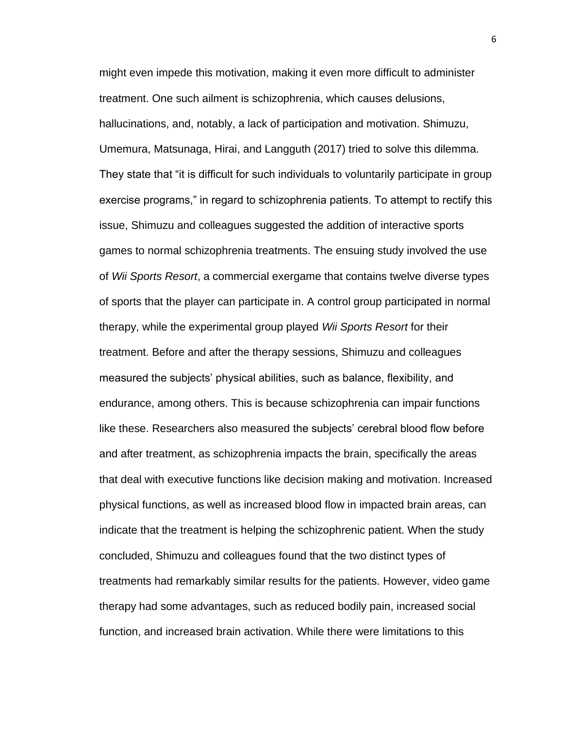might even impede this motivation, making it even more difficult to administer treatment. One such ailment is schizophrenia, which causes delusions, hallucinations, and, notably, a lack of participation and motivation. Shimuzu, Umemura, Matsunaga, Hirai, and Langguth (2017) tried to solve this dilemma. They state that "it is difficult for such individuals to voluntarily participate in group exercise programs," in regard to schizophrenia patients. To attempt to rectify this issue, Shimuzu and colleagues suggested the addition of interactive sports games to normal schizophrenia treatments. The ensuing study involved the use of *Wii Sports Resort*, a commercial exergame that contains twelve diverse types of sports that the player can participate in. A control group participated in normal therapy, while the experimental group played *Wii Sports Resort* for their treatment. Before and after the therapy sessions, Shimuzu and colleagues measured the subjects' physical abilities, such as balance, flexibility, and endurance, among others. This is because schizophrenia can impair functions like these. Researchers also measured the subjects' cerebral blood flow before and after treatment, as schizophrenia impacts the brain, specifically the areas that deal with executive functions like decision making and motivation. Increased physical functions, as well as increased blood flow in impacted brain areas, can indicate that the treatment is helping the schizophrenic patient. When the study concluded, Shimuzu and colleagues found that the two distinct types of treatments had remarkably similar results for the patients. However, video game therapy had some advantages, such as reduced bodily pain, increased social function, and increased brain activation. While there were limitations to this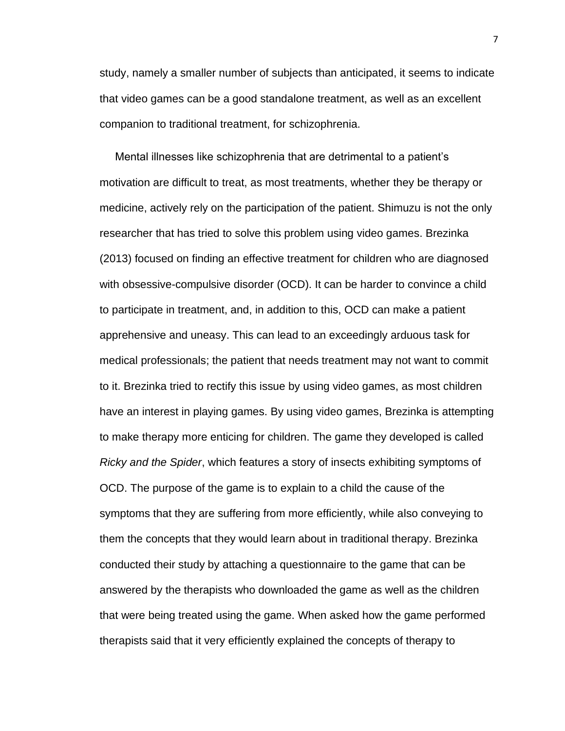study, namely a smaller number of subjects than anticipated, it seems to indicate that video games can be a good standalone treatment, as well as an excellent companion to traditional treatment, for schizophrenia.

Mental illnesses like schizophrenia that are detrimental to a patient's motivation are difficult to treat, as most treatments, whether they be therapy or medicine, actively rely on the participation of the patient. Shimuzu is not the only researcher that has tried to solve this problem using video games. Brezinka (2013) focused on finding an effective treatment for children who are diagnosed with obsessive-compulsive disorder (OCD). It can be harder to convince a child to participate in treatment, and, in addition to this, OCD can make a patient apprehensive and uneasy. This can lead to an exceedingly arduous task for medical professionals; the patient that needs treatment may not want to commit to it. Brezinka tried to rectify this issue by using video games, as most children have an interest in playing games. By using video games, Brezinka is attempting to make therapy more enticing for children. The game they developed is called *Ricky and the Spider*, which features a story of insects exhibiting symptoms of OCD. The purpose of the game is to explain to a child the cause of the symptoms that they are suffering from more efficiently, while also conveying to them the concepts that they would learn about in traditional therapy. Brezinka conducted their study by attaching a questionnaire to the game that can be answered by the therapists who downloaded the game as well as the children that were being treated using the game. When asked how the game performed therapists said that it very efficiently explained the concepts of therapy to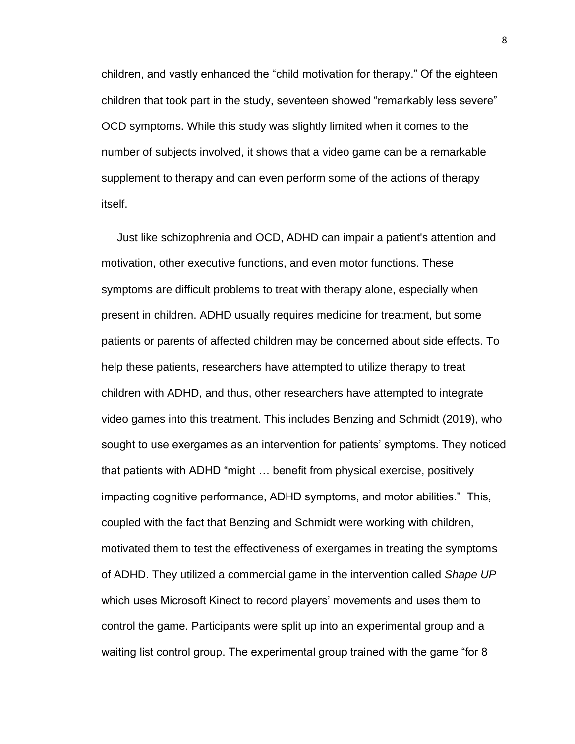children, and vastly enhanced the "child motivation for therapy." Of the eighteen children that took part in the study, seventeen showed "remarkably less severe" OCD symptoms. While this study was slightly limited when it comes to the number of subjects involved, it shows that a video game can be a remarkable supplement to therapy and can even perform some of the actions of therapy itself.

Just like schizophrenia and OCD, ADHD can impair a patient's attention and motivation, other executive functions, and even motor functions. These symptoms are difficult problems to treat with therapy alone, especially when present in children. ADHD usually requires medicine for treatment, but some patients or parents of affected children may be concerned about side effects. To help these patients, researchers have attempted to utilize therapy to treat children with ADHD, and thus, other researchers have attempted to integrate video games into this treatment. This includes Benzing and Schmidt (2019), who sought to use exergames as an intervention for patients' symptoms. They noticed that patients with ADHD "might … benefit from physical exercise, positively impacting cognitive performance, ADHD symptoms, and motor abilities." This, coupled with the fact that Benzing and Schmidt were working with children, motivated them to test the effectiveness of exergames in treating the symptoms of ADHD. They utilized a commercial game in the intervention called *Shape UP* which uses Microsoft Kinect to record players' movements and uses them to control the game. Participants were split up into an experimental group and a waiting list control group. The experimental group trained with the game "for 8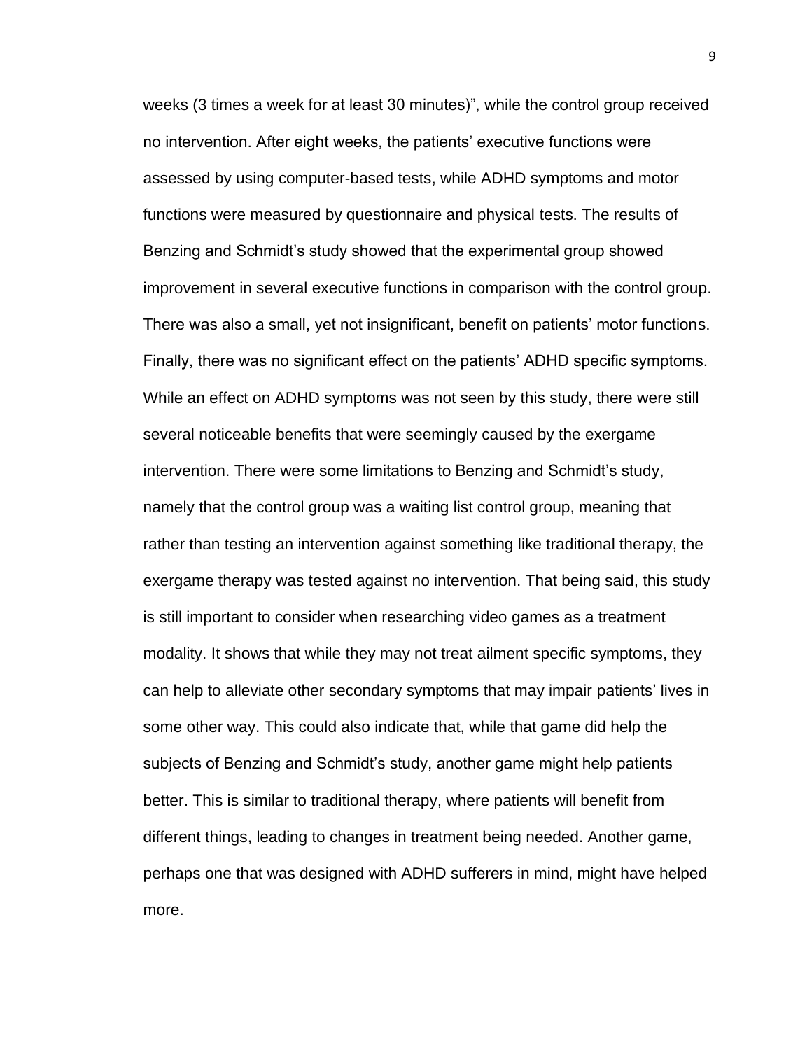weeks (3 times a week for at least 30 minutes)", while the control group received no intervention. After eight weeks, the patients' executive functions were assessed by using computer-based tests, while ADHD symptoms and motor functions were measured by questionnaire and physical tests. The results of Benzing and Schmidt's study showed that the experimental group showed improvement in several executive functions in comparison with the control group. There was also a small, yet not insignificant, benefit on patients' motor functions. Finally, there was no significant effect on the patients' ADHD specific symptoms. While an effect on ADHD symptoms was not seen by this study, there were still several noticeable benefits that were seemingly caused by the exergame intervention. There were some limitations to Benzing and Schmidt's study, namely that the control group was a waiting list control group, meaning that rather than testing an intervention against something like traditional therapy, the exergame therapy was tested against no intervention. That being said, this study is still important to consider when researching video games as a treatment modality. It shows that while they may not treat ailment specific symptoms, they can help to alleviate other secondary symptoms that may impair patients' lives in some other way. This could also indicate that, while that game did help the subjects of Benzing and Schmidt's study, another game might help patients better. This is similar to traditional therapy, where patients will benefit from different things, leading to changes in treatment being needed. Another game, perhaps one that was designed with ADHD sufferers in mind, might have helped more.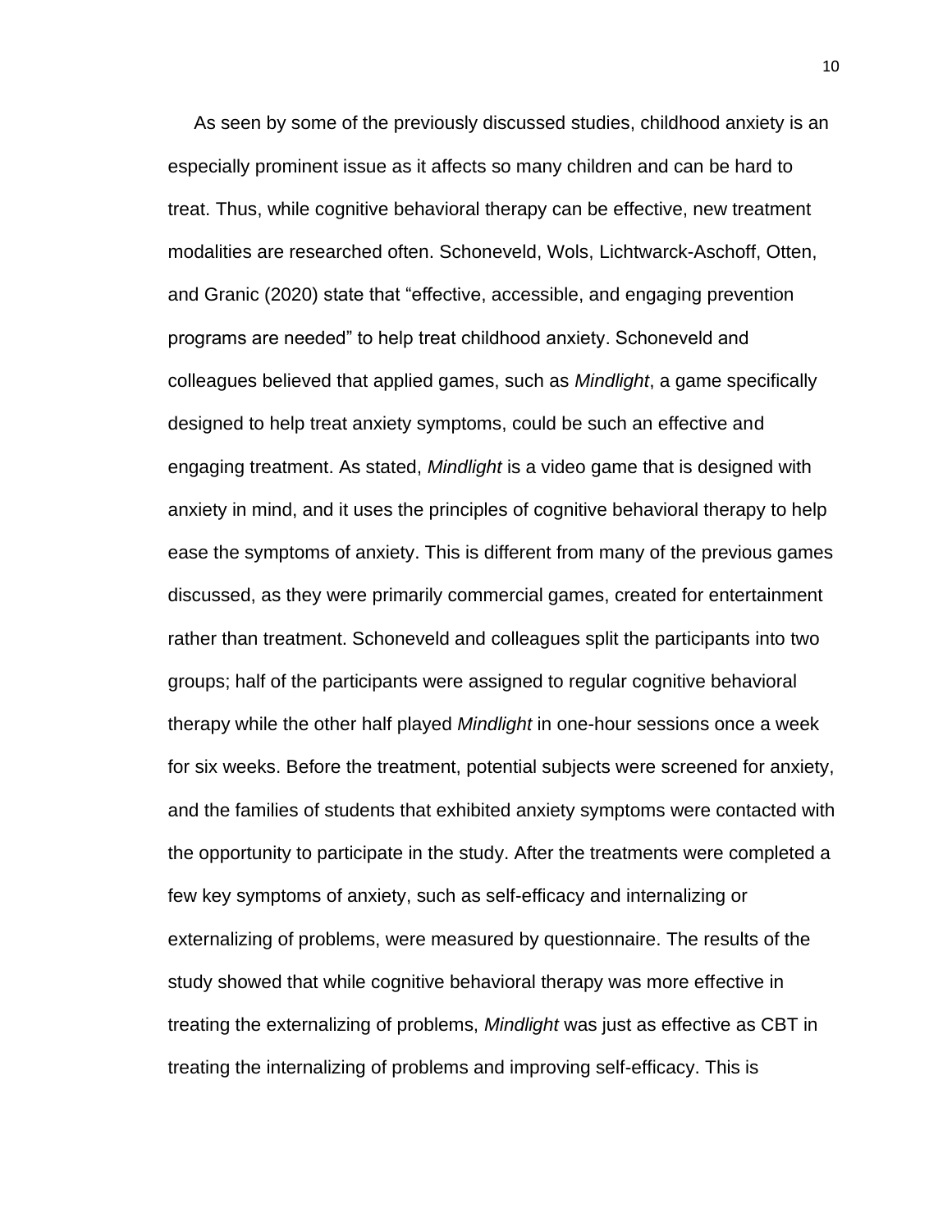As seen by some of the previously discussed studies, childhood anxiety is an especially prominent issue as it affects so many children and can be hard to treat. Thus, while cognitive behavioral therapy can be effective, new treatment modalities are researched often. Schoneveld, Wols, Lichtwarck-Aschoff, Otten, and Granic (2020) state that "effective, accessible, and engaging prevention programs are needed" to help treat childhood anxiety. Schoneveld and colleagues believed that applied games, such as *Mindlight*, a game specifically designed to help treat anxiety symptoms, could be such an effective and engaging treatment. As stated, *Mindlight* is a video game that is designed with anxiety in mind, and it uses the principles of cognitive behavioral therapy to help ease the symptoms of anxiety. This is different from many of the previous games discussed, as they were primarily commercial games, created for entertainment rather than treatment. Schoneveld and colleagues split the participants into two groups; half of the participants were assigned to regular cognitive behavioral therapy while the other half played *Mindlight* in one-hour sessions once a week for six weeks. Before the treatment, potential subjects were screened for anxiety, and the families of students that exhibited anxiety symptoms were contacted with the opportunity to participate in the study. After the treatments were completed a few key symptoms of anxiety, such as self-efficacy and internalizing or externalizing of problems, were measured by questionnaire. The results of the study showed that while cognitive behavioral therapy was more effective in treating the externalizing of problems, *Mindlight* was just as effective as CBT in treating the internalizing of problems and improving self-efficacy. This is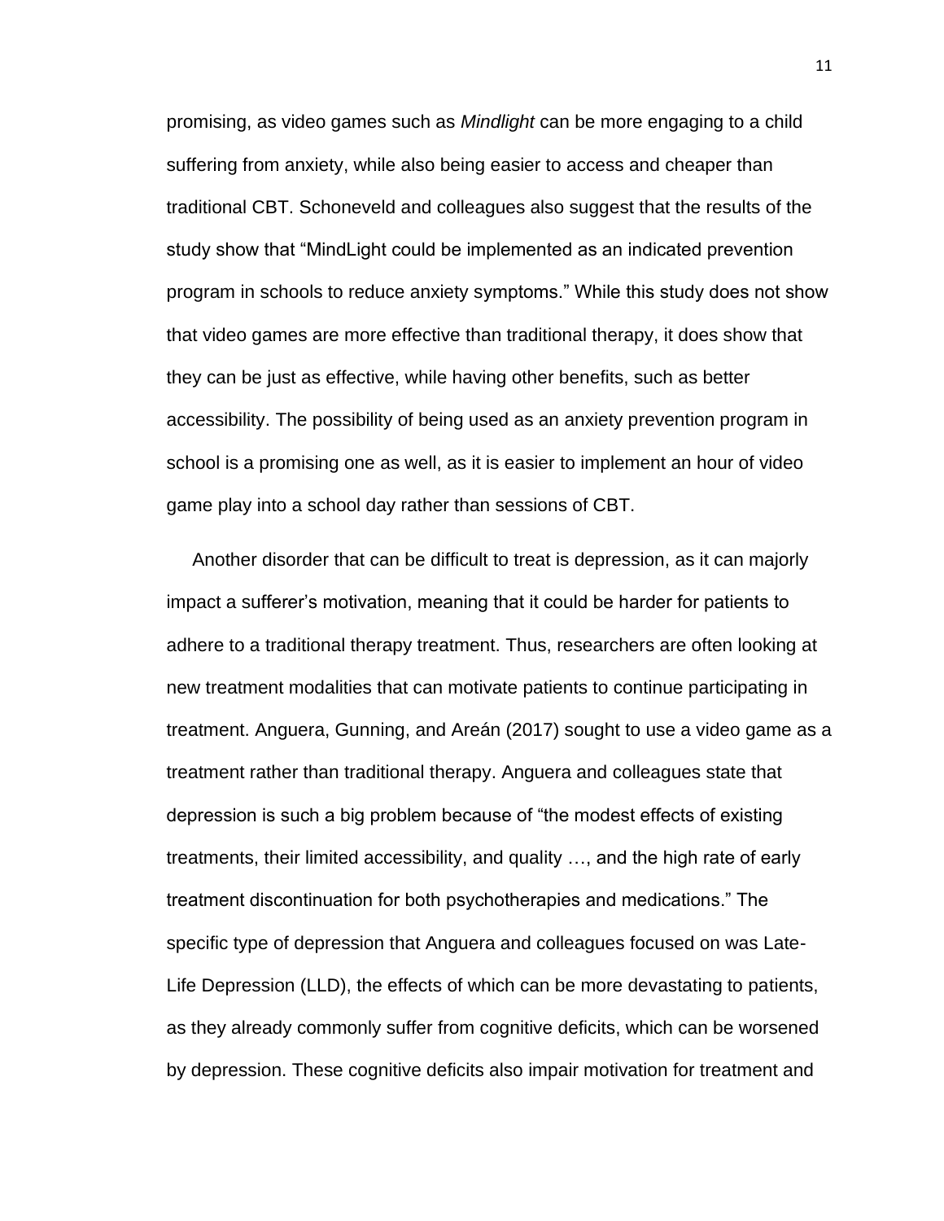promising, as video games such as *Mindlight* can be more engaging to a child suffering from anxiety, while also being easier to access and cheaper than traditional CBT. Schoneveld and colleagues also suggest that the results of the study show that "MindLight could be implemented as an indicated prevention program in schools to reduce anxiety symptoms." While this study does not show that video games are more effective than traditional therapy, it does show that they can be just as effective, while having other benefits, such as better accessibility. The possibility of being used as an anxiety prevention program in school is a promising one as well, as it is easier to implement an hour of video game play into a school day rather than sessions of CBT.

Another disorder that can be difficult to treat is depression, as it can majorly impact a sufferer's motivation, meaning that it could be harder for patients to adhere to a traditional therapy treatment. Thus, researchers are often looking at new treatment modalities that can motivate patients to continue participating in treatment. Anguera, Gunning, and Areán (2017) sought to use a video game as a treatment rather than traditional therapy. Anguera and colleagues state that depression is such a big problem because of "the modest effects of existing treatments, their limited accessibility, and quality …, and the high rate of early treatment discontinuation for both psychotherapies and medications." The specific type of depression that Anguera and colleagues focused on was Late-Life Depression (LLD), the effects of which can be more devastating to patients, as they already commonly suffer from cognitive deficits, which can be worsened by depression. These cognitive deficits also impair motivation for treatment and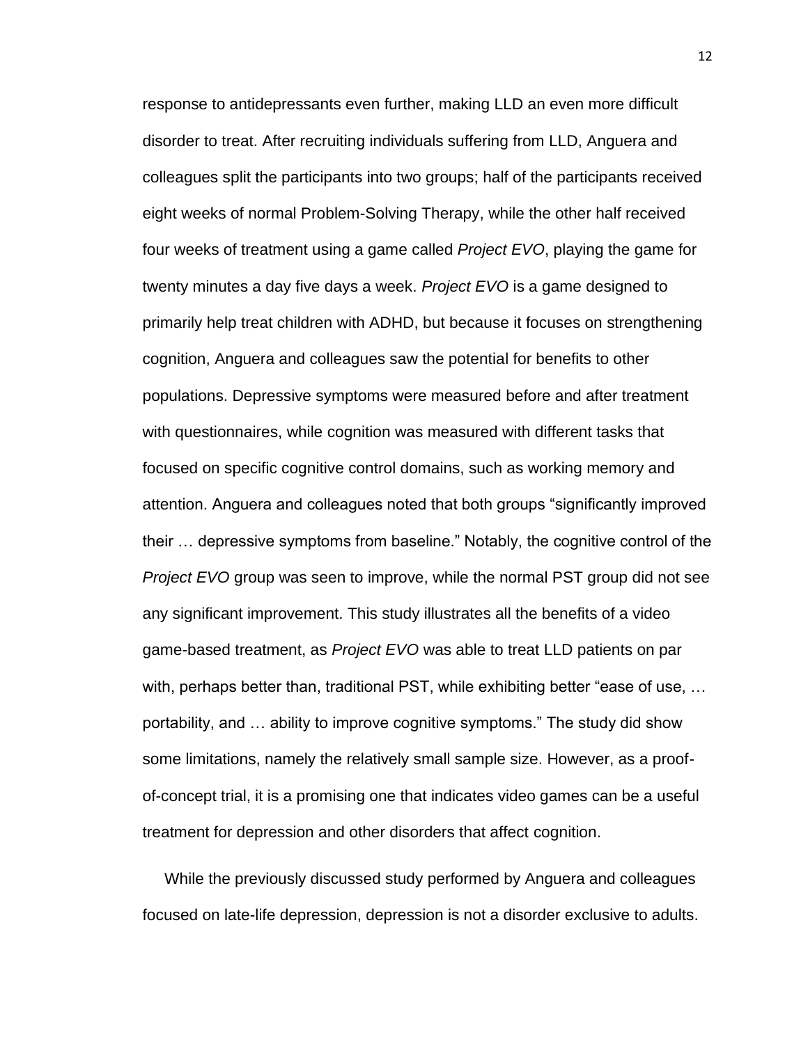response to antidepressants even further, making LLD an even more difficult disorder to treat. After recruiting individuals suffering from LLD, Anguera and colleagues split the participants into two groups; half of the participants received eight weeks of normal Problem-Solving Therapy, while the other half received four weeks of treatment using a game called *Project EVO*, playing the game for twenty minutes a day five days a week. *Project EVO* is a game designed to primarily help treat children with ADHD, but because it focuses on strengthening cognition, Anguera and colleagues saw the potential for benefits to other populations. Depressive symptoms were measured before and after treatment with questionnaires, while cognition was measured with different tasks that focused on specific cognitive control domains, such as working memory and attention. Anguera and colleagues noted that both groups "significantly improved their … depressive symptoms from baseline." Notably, the cognitive control of the *Project EVO* group was seen to improve, while the normal PST group did not see any significant improvement. This study illustrates all the benefits of a video game-based treatment, as *Project EVO* was able to treat LLD patients on par with, perhaps better than, traditional PST, while exhibiting better "ease of use, … portability, and … ability to improve cognitive symptoms." The study did show some limitations, namely the relatively small sample size. However, as a proof-of-concept trial, it is a promising one that indicates video games can be a useful treatment for depression and other disorders that affect cognition.

While the previously discussed study performed by Anguera and colleagues focused on late-life depression, depression is not a disorder exclusive to adults.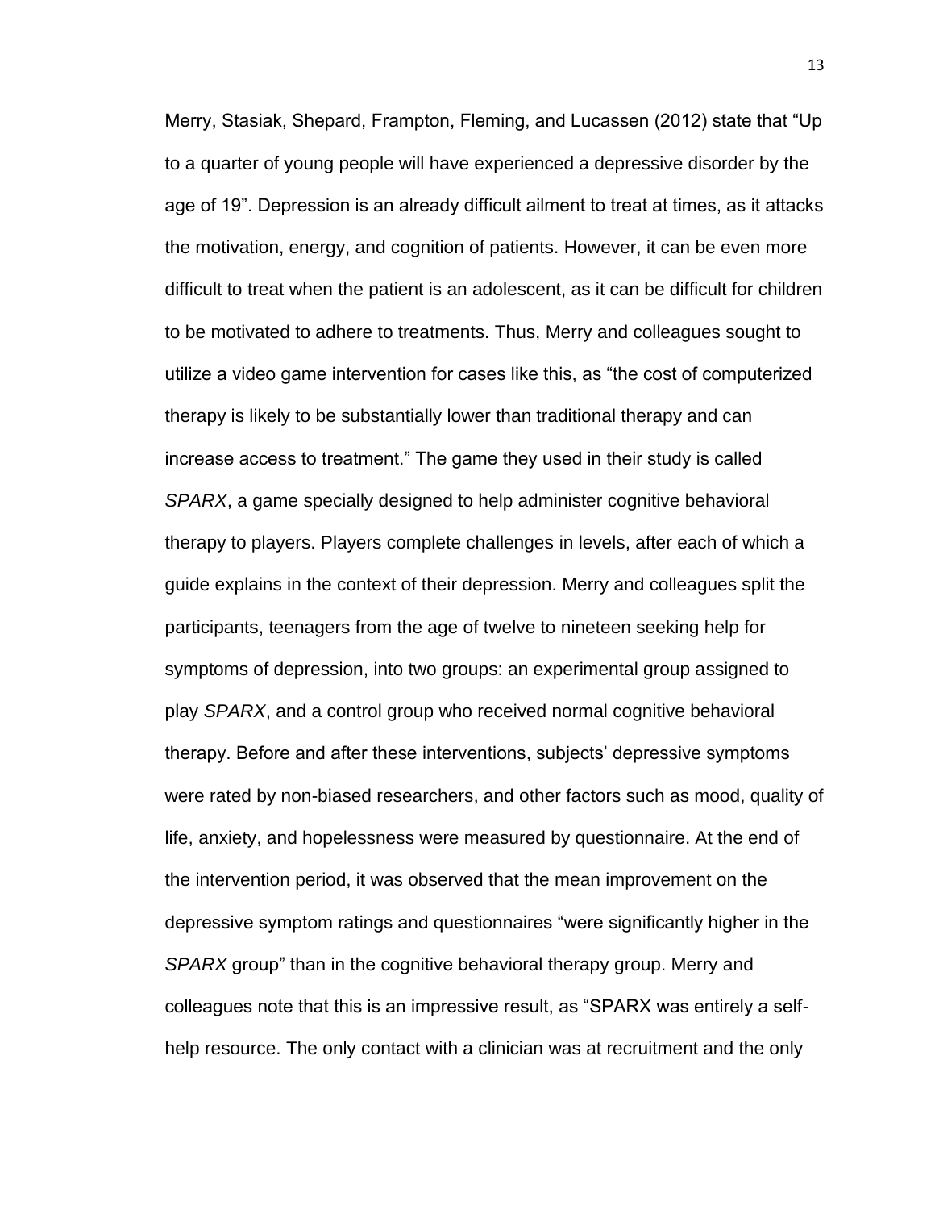Merry, Stasiak, Shepard, Frampton, Fleming, and Lucassen (2012) state that "Up to a quarter of young people will have experienced a depressive disorder by the age of 19". Depression is an already difficult ailment to treat at times, as it attacks the motivation, energy, and cognition of patients. However, it can be even more difficult to treat when the patient is an adolescent, as it can be difficult for children to be motivated to adhere to treatments. Thus, Merry and colleagues sought to utilize a video game intervention for cases like this, as "the cost of computerized therapy is likely to be substantially lower than traditional therapy and can increase access to treatment." The game they used in their study is called *SPARX*, a game specially designed to help administer cognitive behavioral therapy to players. Players complete challenges in levels, after each of which a guide explains in the context of their depression. Merry and colleagues split the participants, teenagers from the age of twelve to nineteen seeking help for symptoms of depression, into two groups: an experimental group assigned to play *SPARX*, and a control group who received normal cognitive behavioral therapy. Before and after these interventions, subjects' depressive symptoms were rated by non-biased researchers, and other factors such as mood, quality of life, anxiety, and hopelessness were measured by questionnaire. At the end of the intervention period, it was observed that the mean improvement on the depressive symptom ratings and questionnaires "were significantly higher in the *SPARX* group" than in the cognitive behavioral therapy group. Merry and colleagues note that this is an impressive result, as "SPARX was entirely a self-help resource. The only contact with a clinician was at recruitment and the only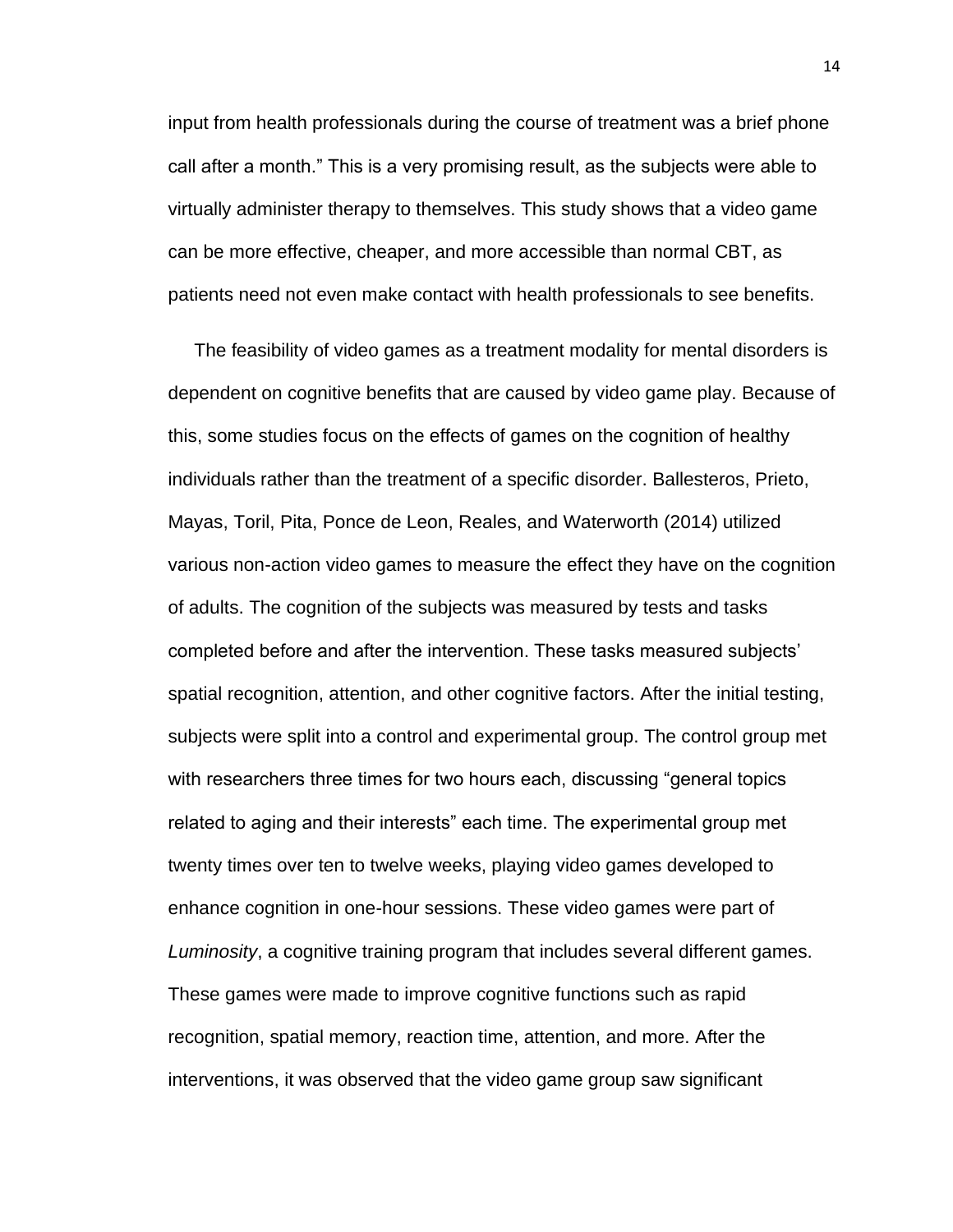input from health professionals during the course of treatment was a brief phone call after a month." This is a very promising result, as the subjects were able to virtually administer therapy to themselves. This study shows that a video game can be more effective, cheaper, and more accessible than normal CBT, as patients need not even make contact with health professionals to see benefits.

The feasibility of video games as a treatment modality for mental disorders is dependent on cognitive benefits that are caused by video game play. Because of this, some studies focus on the effects of games on the cognition of healthy individuals rather than the treatment of a specific disorder. Ballesteros, Prieto, Mayas, Toril, Pita, Ponce de Leon, Reales, and Waterworth (2014) utilized various non-action video games to measure the effect they have on the cognition of adults. The cognition of the subjects was measured by tests and tasks completed before and after the intervention. These tasks measured subjects' spatial recognition, attention, and other cognitive factors. After the initial testing, subjects were split into a control and experimental group. The control group met with researchers three times for two hours each, discussing "general topics related to aging and their interests" each time. The experimental group met twenty times over ten to twelve weeks, playing video games developed to enhance cognition in one-hour sessions. These video games were part of *Luminosity*, a cognitive training program that includes several different games. These games were made to improve cognitive functions such as rapid recognition, spatial memory, reaction time, attention, and more. After the interventions, it was observed that the video game group saw significant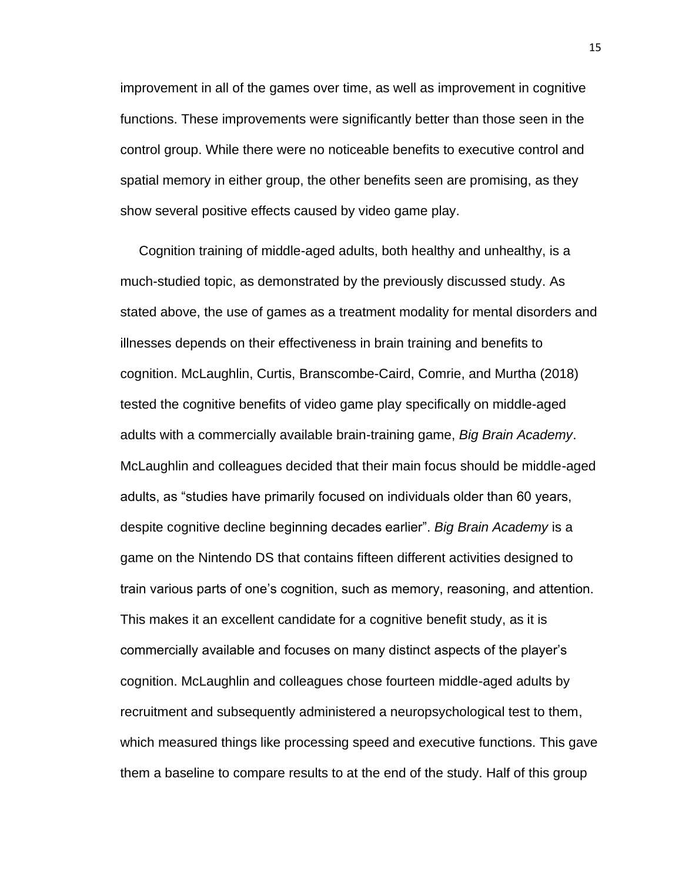improvement in all of the games over time, as well as improvement in cognitive functions. These improvements were significantly better than those seen in the control group. While there were no noticeable benefits to executive control and spatial memory in either group, the other benefits seen are promising, as they show several positive effects caused by video game play.

Cognition training of middle-aged adults, both healthy and unhealthy, is a much-studied topic, as demonstrated by the previously discussed study. As stated above, the use of games as a treatment modality for mental disorders and illnesses depends on their effectiveness in brain training and benefits to cognition. McLaughlin, Curtis, Branscombe-Caird, Comrie, and Murtha (2018) tested the cognitive benefits of video game play specifically on middle-aged adults with a commercially available brain-training game, *Big Brain Academy*. McLaughlin and colleagues decided that their main focus should be middle-aged adults, as "studies have primarily focused on individuals older than 60 years, despite cognitive decline beginning decades earlier". *Big Brain Academy* is a game on the Nintendo DS that contains fifteen different activities designed to train various parts of one's cognition, such as memory, reasoning, and attention. This makes it an excellent candidate for a cognitive benefit study, as it is commercially available and focuses on many distinct aspects of the player's cognition. McLaughlin and colleagues chose fourteen middle-aged adults by recruitment and subsequently administered a neuropsychological test to them, which measured things like processing speed and executive functions. This gave them a baseline to compare results to at the end of the study. Half of this group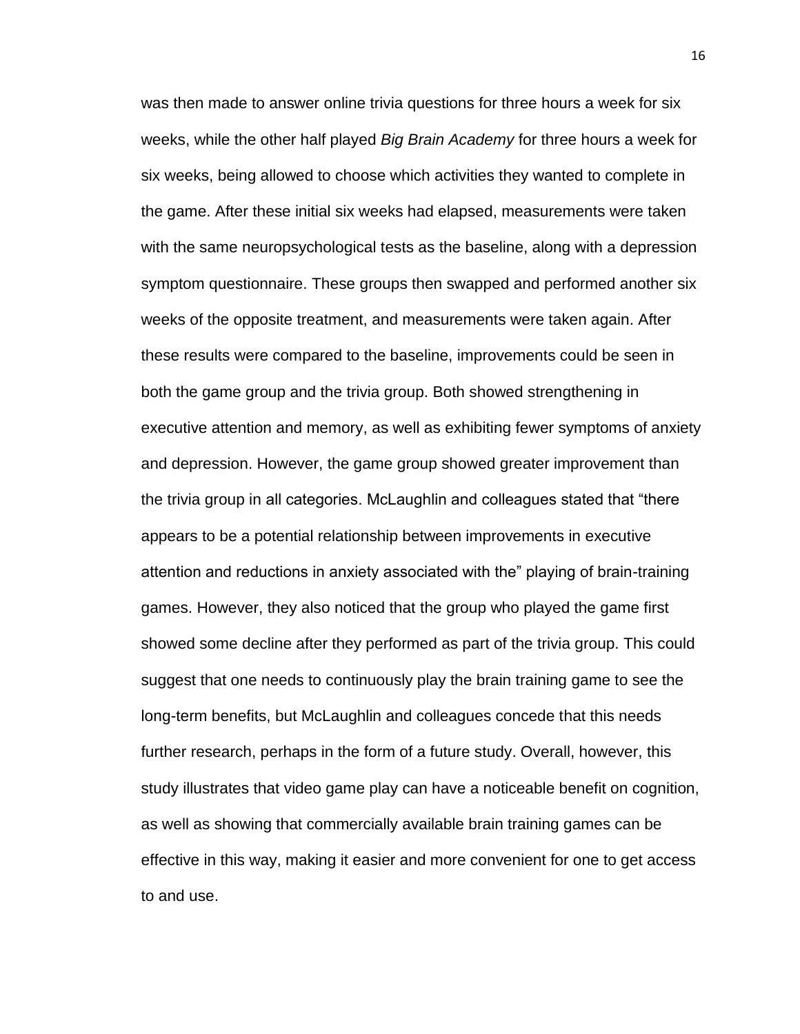was then made to answer online trivia questions for three hours a week for six weeks, while the other half played *Big Brain Academy* for three hours a week for six weeks, being allowed to choose which activities they wanted to complete in the game. After these initial six weeks had elapsed, measurements were taken with the same neuropsychological tests as the baseline, along with a depression symptom questionnaire. These groups then swapped and performed another six weeks of the opposite treatment, and measurements were taken again. After these results were compared to the baseline, improvements could be seen in both the game group and the trivia group. Both showed strengthening in executive attention and memory, as well as exhibiting fewer symptoms of anxiety and depression. However, the game group showed greater improvement than the trivia group in all categories. McLaughlin and colleagues stated that "there appears to be a potential relationship between improvements in executive attention and reductions in anxiety associated with the" playing of brain-training games. However, they also noticed that the group who played the game first showed some decline after they performed as part of the trivia group. This could suggest that one needs to continuously play the brain training game to see the long-term benefits, but McLaughlin and colleagues concede that this needs further research, perhaps in the form of a future study. Overall, however, this study illustrates that video game play can have a noticeable benefit on cognition, as well as showing that commercially available brain training games can be effective in this way, making it easier and more convenient for one to get access to and use.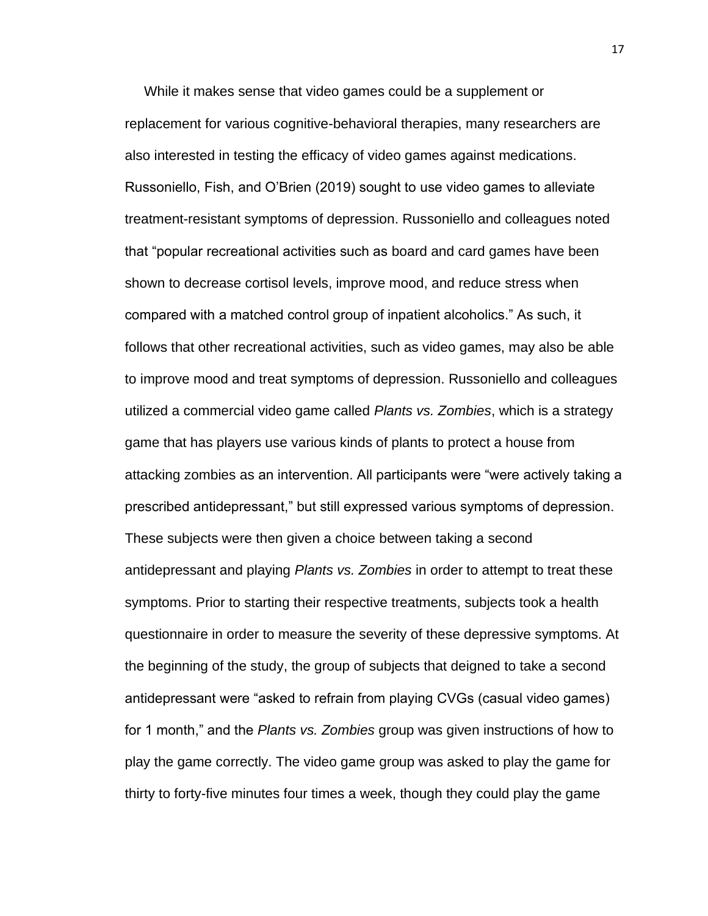While it makes sense that video games could be a supplement or replacement for various cognitive-behavioral therapies, many researchers are also interested in testing the efficacy of video games against medications. Russoniello, Fish, and O'Brien (2019) sought to use video games to alleviate treatment-resistant symptoms of depression. Russoniello and colleagues noted that "popular recreational activities such as board and card games have been shown to decrease cortisol levels, improve mood, and reduce stress when compared with a matched control group of inpatient alcoholics." As such, it follows that other recreational activities, such as video games, may also be able to improve mood and treat symptoms of depression. Russoniello and colleagues utilized a commercial video game called *Plants vs. Zombies*, which is a strategy game that has players use various kinds of plants to protect a house from attacking zombies as an intervention. All participants were "were actively taking a prescribed antidepressant," but still expressed various symptoms of depression. These subjects were then given a choice between taking a second antidepressant and playing *Plants vs. Zombies* in order to attempt to treat these symptoms. Prior to starting their respective treatments, subjects took a health questionnaire in order to measure the severity of these depressive symptoms. At the beginning of the study, the group of subjects that deigned to take a second antidepressant were "asked to refrain from playing CVGs (casual video games) for 1 month," and the *Plants vs. Zombies* group was given instructions of how to play the game correctly. The video game group was asked to play the game for thirty to forty-five minutes four times a week, though they could play the game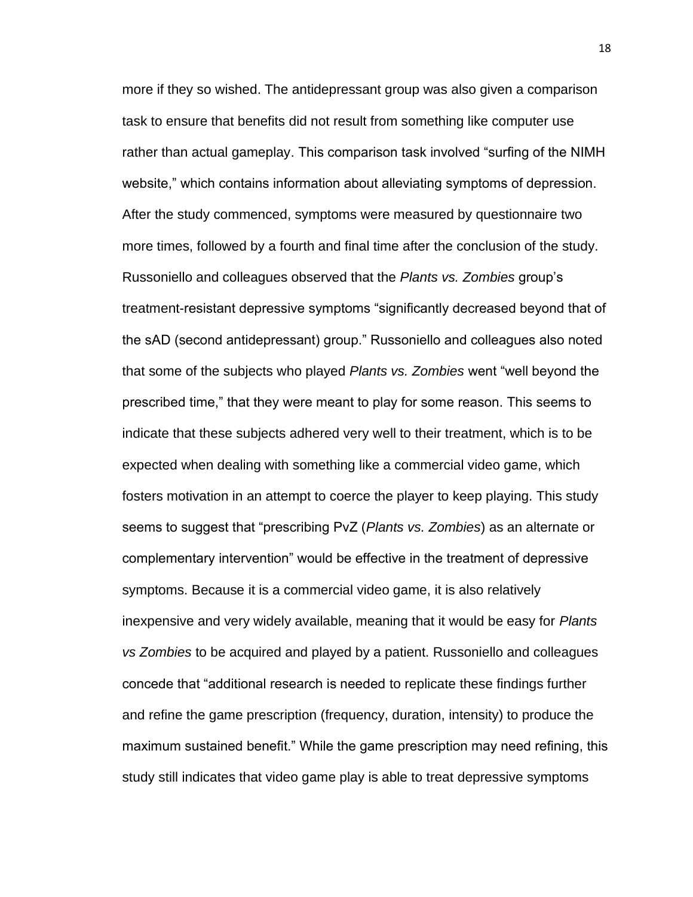more if they so wished. The antidepressant group was also given a comparison task to ensure that benefits did not result from something like computer use rather than actual gameplay. This comparison task involved "surfing of the NIMH website," which contains information about alleviating symptoms of depression. After the study commenced, symptoms were measured by questionnaire two more times, followed by a fourth and final time after the conclusion of the study. Russoniello and colleagues observed that the *Plants vs. Zombies* group's treatment-resistant depressive symptoms "significantly decreased beyond that of the sAD (second antidepressant) group." Russoniello and colleagues also noted that some of the subjects who played *Plants vs. Zombies* went "well beyond the prescribed time," that they were meant to play for some reason. This seems to indicate that these subjects adhered very well to their treatment, which is to be expected when dealing with something like a commercial video game, which fosters motivation in an attempt to coerce the player to keep playing. This study seems to suggest that "prescribing PvZ (*Plants vs. Zombies*) as an alternate or complementary intervention" would be effective in the treatment of depressive symptoms. Because it is a commercial video game, it is also relatively inexpensive and very widely available, meaning that it would be easy for *Plants vs Zombies* to be acquired and played by a patient. Russoniello and colleagues concede that "additional research is needed to replicate these findings further and refine the game prescription (frequency, duration, intensity) to produce the maximum sustained benefit." While the game prescription may need refining, this study still indicates that video game play is able to treat depressive symptoms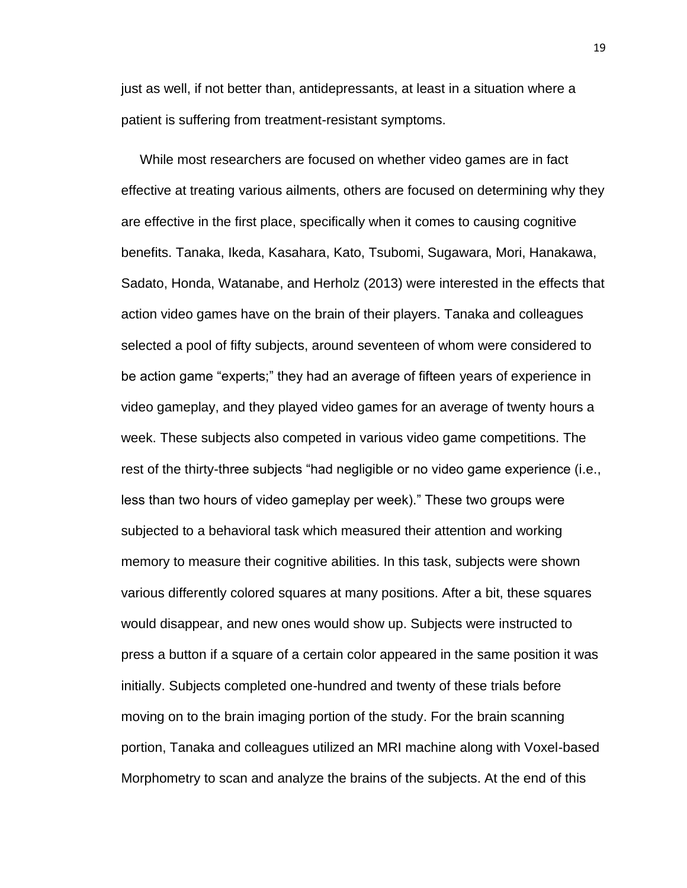just as well, if not better than, antidepressants, at least in a situation where a patient is suffering from treatment-resistant symptoms.

While most researchers are focused on whether video games are in fact effective at treating various ailments, others are focused on determining why they are effective in the first place, specifically when it comes to causing cognitive benefits. Tanaka, Ikeda, Kasahara, Kato, Tsubomi, Sugawara, Mori, Hanakawa, Sadato, Honda, Watanabe, and Herholz (2013) were interested in the effects that action video games have on the brain of their players. Tanaka and colleagues selected a pool of fifty subjects, around seventeen of whom were considered to be action game "experts;" they had an average of fifteen years of experience in video gameplay, and they played video games for an average of twenty hours a week. These subjects also competed in various video game competitions. The rest of the thirty-three subjects "had negligible or no video game experience (i.e., less than two hours of video gameplay per week)." These two groups were subjected to a behavioral task which measured their attention and working memory to measure their cognitive abilities. In this task, subjects were shown various differently colored squares at many positions. After a bit, these squares would disappear, and new ones would show up. Subjects were instructed to press a button if a square of a certain color appeared in the same position it was initially. Subjects completed one-hundred and twenty of these trials before moving on to the brain imaging portion of the study. For the brain scanning portion, Tanaka and colleagues utilized an MRI machine along with Voxel-based Morphometry to scan and analyze the brains of the subjects. At the end of this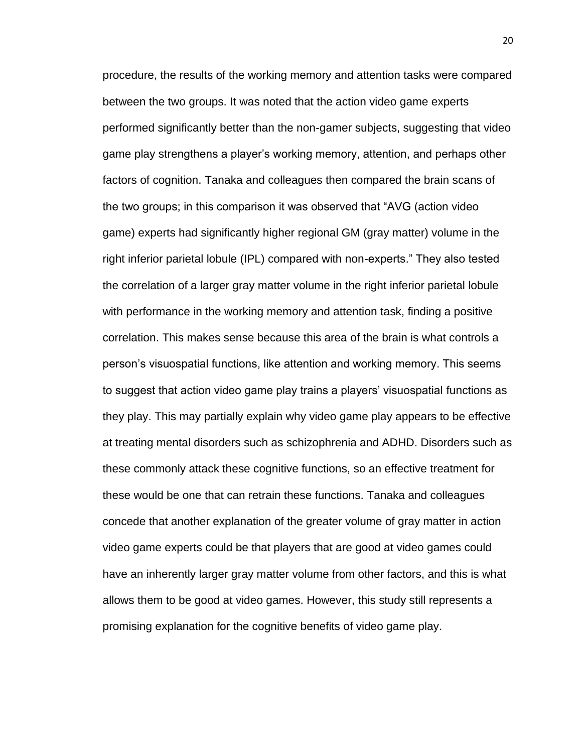procedure, the results of the working memory and attention tasks were compared between the two groups. It was noted that the action video game experts performed significantly better than the non-gamer subjects, suggesting that video game play strengthens a player's working memory, attention, and perhaps other factors of cognition. Tanaka and colleagues then compared the brain scans of the two groups; in this comparison it was observed that "AVG (action video game) experts had significantly higher regional GM (gray matter) volume in the right inferior parietal lobule (IPL) compared with non-experts." They also tested the correlation of a larger gray matter volume in the right inferior parietal lobule with performance in the working memory and attention task, finding a positive correlation. This makes sense because this area of the brain is what controls a person's visuospatial functions, like attention and working memory. This seems to suggest that action video game play trains a players' visuospatial functions as they play. This may partially explain why video game play appears to be effective at treating mental disorders such as schizophrenia and ADHD. Disorders such as these commonly attack these cognitive functions, so an effective treatment for these would be one that can retrain these functions. Tanaka and colleagues concede that another explanation of the greater volume of gray matter in action video game experts could be that players that are good at video games could have an inherently larger gray matter volume from other factors, and this is what allows them to be good at video games. However, this study still represents a promising explanation for the cognitive benefits of video game play.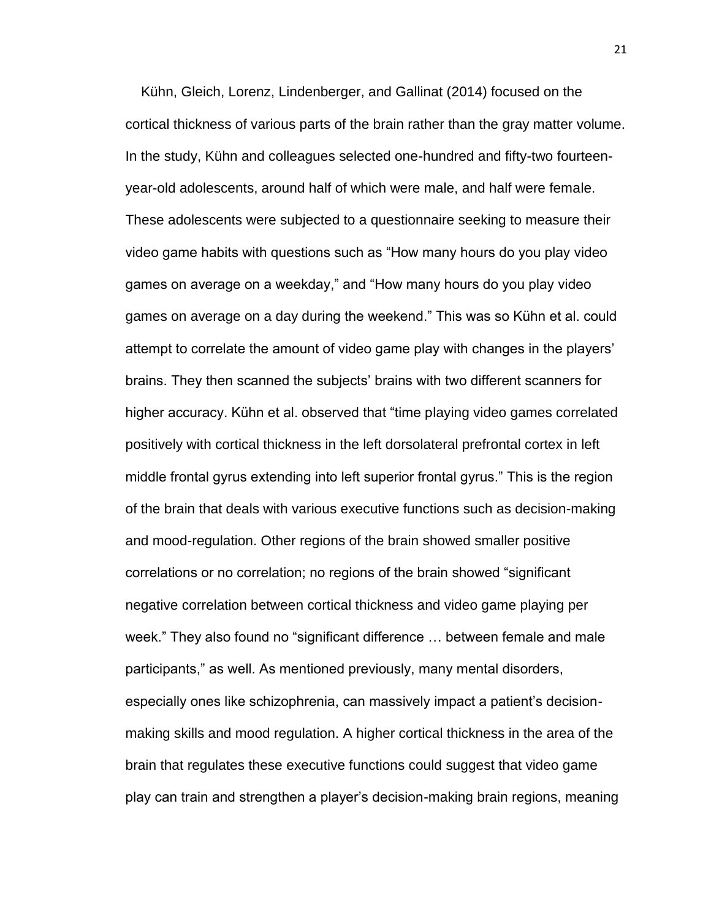Kühn, Gleich, Lorenz, Lindenberger, and Gallinat (2014) focused on the cortical thickness of various parts of the brain rather than the gray matter volume. In the study, Kühn and colleagues selected one-hundred and fifty-two fourteen-year-old adolescents, around half of which were male, and half were female. These adolescents were subjected to a questionnaire seeking to measure their video game habits with questions such as "How many hours do you play video games on average on a weekday," and "How many hours do you play video games on average on a day during the weekend." This was so Kühn et al. could attempt to correlate the amount of video game play with changes in the players' brains. They then scanned the subjects' brains with two different scanners for higher accuracy. Kühn et al. observed that "time playing video games correlated positively with cortical thickness in the left dorsolateral prefrontal cortex in left middle frontal gyrus extending into left superior frontal gyrus." This is the region of the brain that deals with various executive functions such as decision-making and mood-regulation. Other regions of the brain showed smaller positive correlations or no correlation; no regions of the brain showed "significant negative correlation between cortical thickness and video game playing per week." They also found no "significant difference … between female and male participants," as well. As mentioned previously, many mental disorders, especially ones like schizophrenia, can massively impact a patient's decision-making skills and mood regulation. A higher cortical thickness in the area of the brain that regulates these executive functions could suggest that video game play can train and strengthen a player's decision-making brain regions, meaning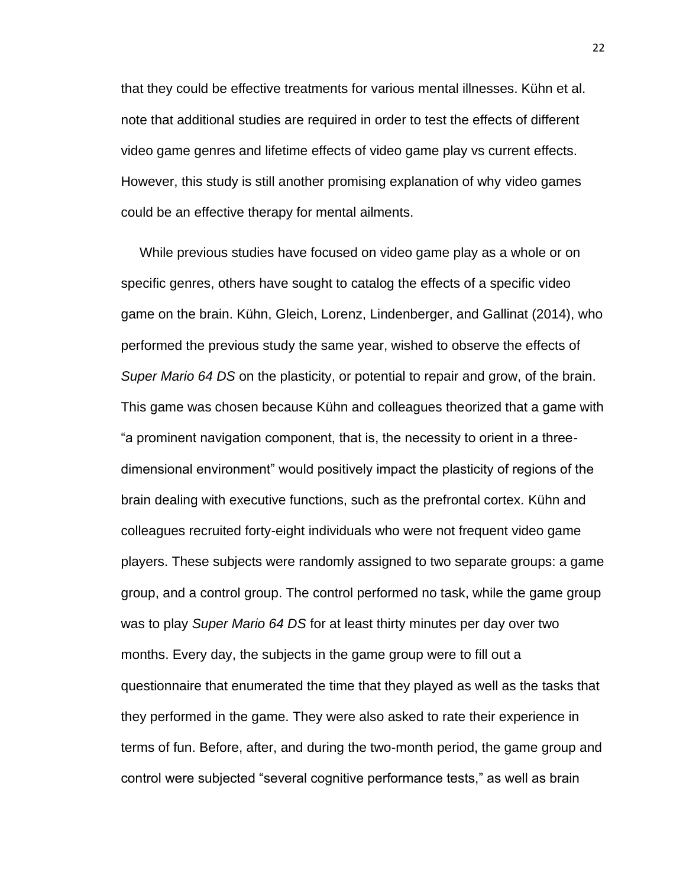that they could be effective treatments for various mental illnesses. Kühn et al. note that additional studies are required in order to test the effects of different video game genres and lifetime effects of video game play vs current effects. However, this study is still another promising explanation of why video games could be an effective therapy for mental ailments.

While previous studies have focused on video game play as a whole or on specific genres, others have sought to catalog the effects of a specific video game on the brain. Kühn, Gleich, Lorenz, Lindenberger, and Gallinat (2014), who performed the previous study the same year, wished to observe the effects of *Super Mario 64 DS* on the plasticity, or potential to repair and grow, of the brain. This game was chosen because Kühn and colleagues theorized that a game with "a prominent navigation component, that is, the necessity to orient in a three-dimensional environment" would positively impact the plasticity of regions of the brain dealing with executive functions, such as the prefrontal cortex. Kühn and colleagues recruited forty-eight individuals who were not frequent video game players. These subjects were randomly assigned to two separate groups: a game group, and a control group. The control performed no task, while the game group was to play *Super Mario 64 DS* for at least thirty minutes per day over two months. Every day, the subjects in the game group were to fill out a questionnaire that enumerated the time that they played as well as the tasks that they performed in the game. They were also asked to rate their experience in terms of fun. Before, after, and during the two-month period, the game group and control were subjected "several cognitive performance tests," as well as brain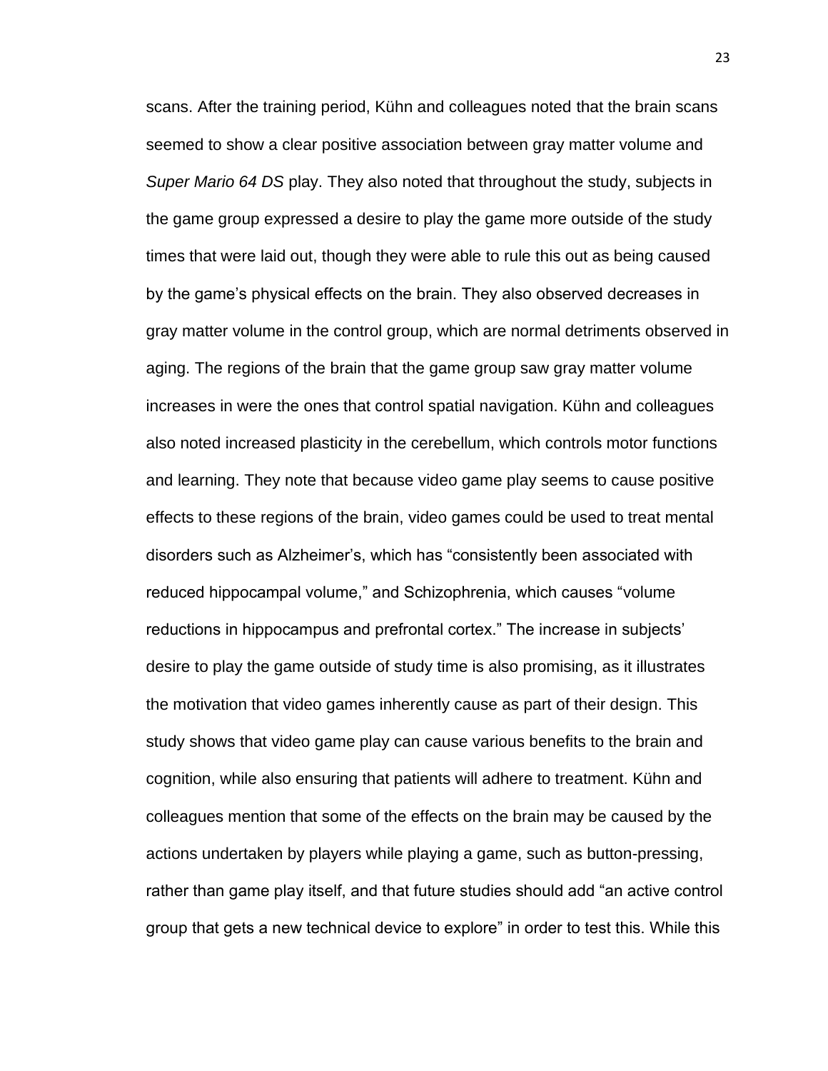scans. After the training period, Kühn and colleagues noted that the brain scans seemed to show a clear positive association between gray matter volume and *Super Mario 64 DS* play. They also noted that throughout the study, subjects in the game group expressed a desire to play the game more outside of the study times that were laid out, though they were able to rule this out as being caused by the game's physical effects on the brain. They also observed decreases in gray matter volume in the control group, which are normal detriments observed in aging. The regions of the brain that the game group saw gray matter volume increases in were the ones that control spatial navigation. Kühn and colleagues also noted increased plasticity in the cerebellum, which controls motor functions and learning. They note that because video game play seems to cause positive effects to these regions of the brain, video games could be used to treat mental disorders such as Alzheimer's, which has "consistently been associated with reduced hippocampal volume," and Schizophrenia, which causes "volume reductions in hippocampus and prefrontal cortex." The increase in subjects' desire to play the game outside of study time is also promising, as it illustrates the motivation that video games inherently cause as part of their design. This study shows that video game play can cause various benefits to the brain and cognition, while also ensuring that patients will adhere to treatment. Kühn and colleagues mention that some of the effects on the brain may be caused by the actions undertaken by players while playing a game, such as button-pressing, rather than game play itself, and that future studies should add "an active control group that gets a new technical device to explore" in order to test this. While this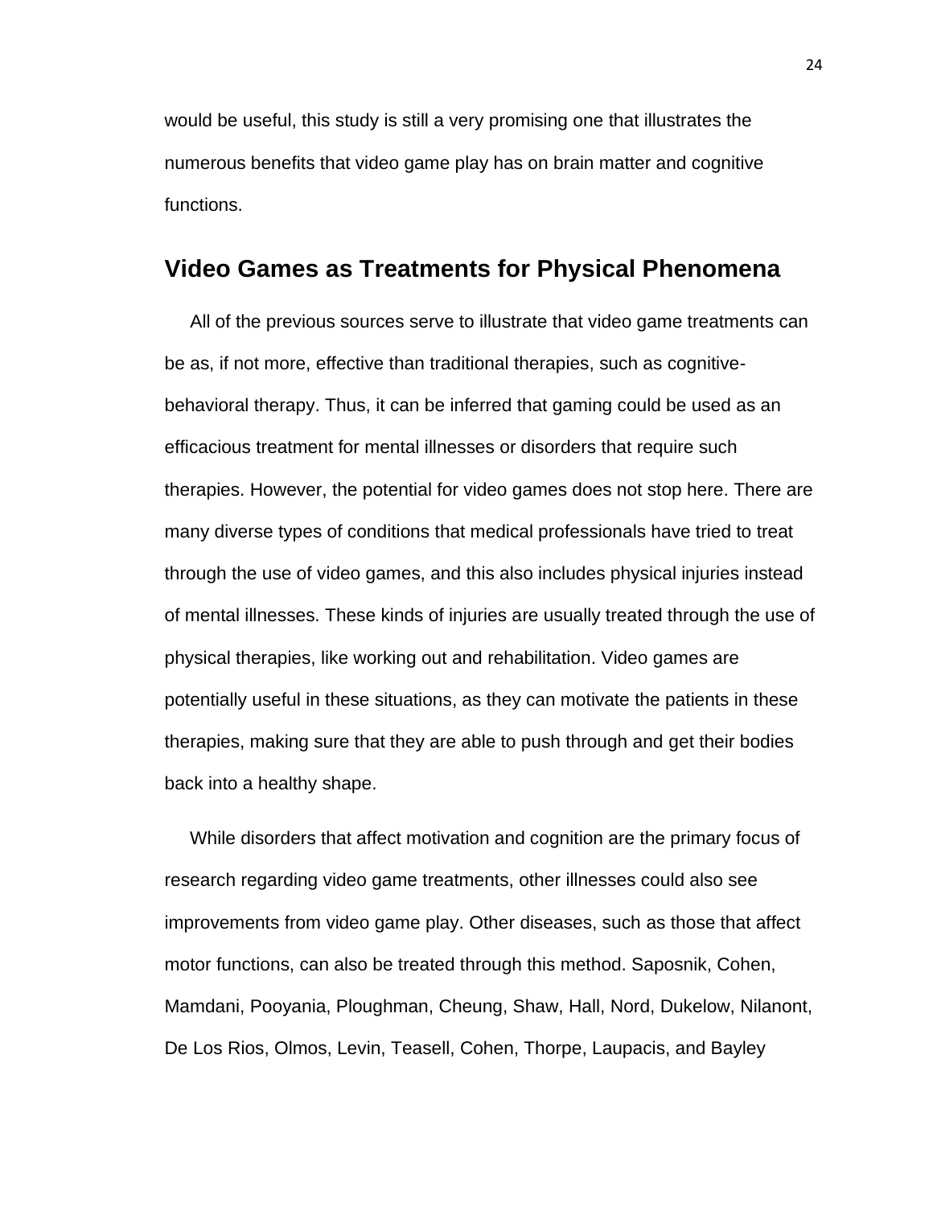would be useful, this study is still a very promising one that illustrates the numerous benefits that video game play has on brain matter and cognitive functions.

## Video Games as Treatments for Physical Phenomena

All of the previous sources serve to illustrate that video game treatments can be as, if not more, effective than traditional therapies, such as cognitive-behavioral therapy. Thus, it can be inferred that gaming could be used as an efficacious treatment for mental illnesses or disorders that require such therapies. However, the potential for video games does not stop here. There are many diverse types of conditions that medical professionals have tried to treat through the use of video games, and this also includes physical injuries instead of mental illnesses. These kinds of injuries are usually treated through the use of physical therapies, like working out and rehabilitation. Video games are potentially useful in these situations, as they can motivate the patients in these therapies, making sure that they are able to push through and get their bodies back into a healthy shape.

While disorders that affect motivation and cognition are the primary focus of research regarding video game treatments, other illnesses could also see improvements from video game play. Other diseases, such as those that affect motor functions, can also be treated through this method. Saposnik, Cohen, Mamdani, Pooyania, Ploughman, Cheung, Shaw, Hall, Nord, Dukelow, Nilanont, De Los Rios, Olmos, Levin, Teasell, Cohen, Thorpe, Laupacis, and Bayley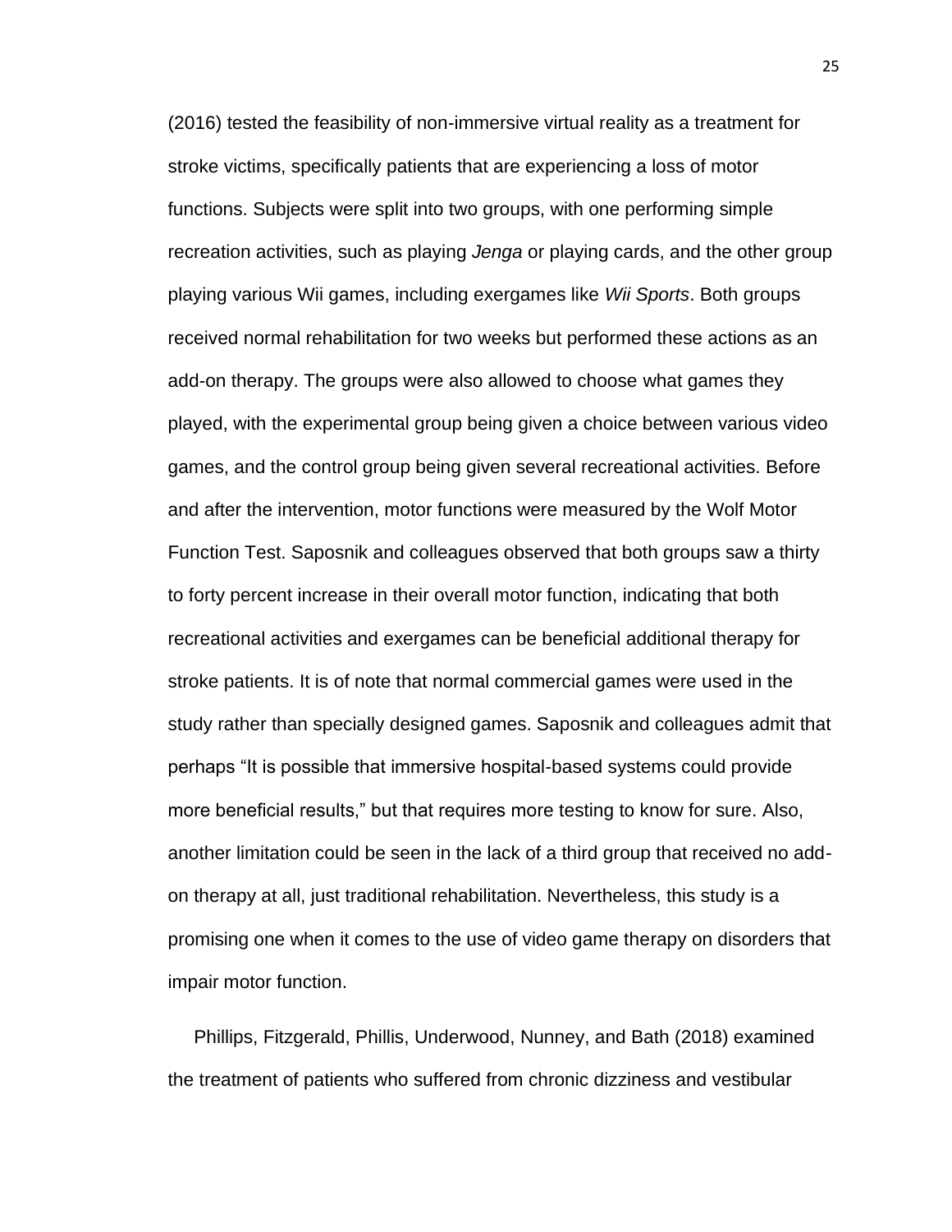(2016) tested the feasibility of non-immersive virtual reality as a treatment for stroke victims, specifically patients that are experiencing a loss of motor functions. Subjects were split into two groups, with one performing simple recreation activities, such as playing *Jenga* or playing cards, and the other group playing various Wii games, including exergames like *Wii Sports*. Both groups received normal rehabilitation for two weeks but performed these actions as an add-on therapy. The groups were also allowed to choose what games they played, with the experimental group being given a choice between various video games, and the control group being given several recreational activities. Before and after the intervention, motor functions were measured by the Wolf Motor Function Test. Saposnik and colleagues observed that both groups saw a thirty to forty percent increase in their overall motor function, indicating that both recreational activities and exergames can be beneficial additional therapy for stroke patients. It is of note that normal commercial games were used in the study rather than specially designed games. Saposnik and colleagues admit that perhaps "It is possible that immersive hospital-based systems could provide more beneficial results," but that requires more testing to know for sure. Also, another limitation could be seen in the lack of a third group that received no add-on therapy at all, just traditional rehabilitation. Nevertheless, this study is a promising one when it comes to the use of video game therapy on disorders that impair motor function.

Phillips, Fitzgerald, Phillis, Underwood, Nunney, and Bath (2018) examined the treatment of patients who suffered from chronic dizziness and vestibular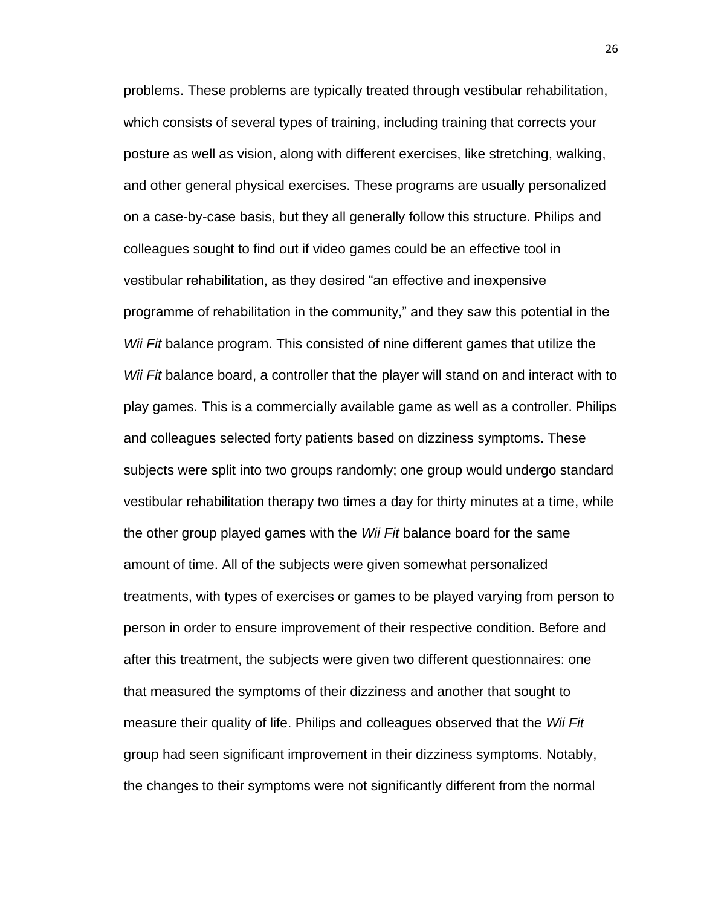problems. These problems are typically treated through vestibular rehabilitation, which consists of several types of training, including training that corrects your posture as well as vision, along with different exercises, like stretching, walking, and other general physical exercises. These programs are usually personalized on a case-by-case basis, but they all generally follow this structure. Philips and colleagues sought to find out if video games could be an effective tool in vestibular rehabilitation, as they desired "an effective and inexpensive programme of rehabilitation in the community," and they saw this potential in the *Wii Fit* balance program. This consisted of nine different games that utilize the *Wii Fit* balance board, a controller that the player will stand on and interact with to play games. This is a commercially available game as well as a controller. Philips and colleagues selected forty patients based on dizziness symptoms. These subjects were split into two groups randomly; one group would undergo standard vestibular rehabilitation therapy two times a day for thirty minutes at a time, while the other group played games with the *Wii Fit* balance board for the same amount of time. All of the subjects were given somewhat personalized treatments, with types of exercises or games to be played varying from person to person in order to ensure improvement of their respective condition. Before and after this treatment, the subjects were given two different questionnaires: one that measured the symptoms of their dizziness and another that sought to measure their quality of life. Philips and colleagues observed that the *Wii Fit* group had seen significant improvement in their dizziness symptoms. Notably, the changes to their symptoms were not significantly different from the normal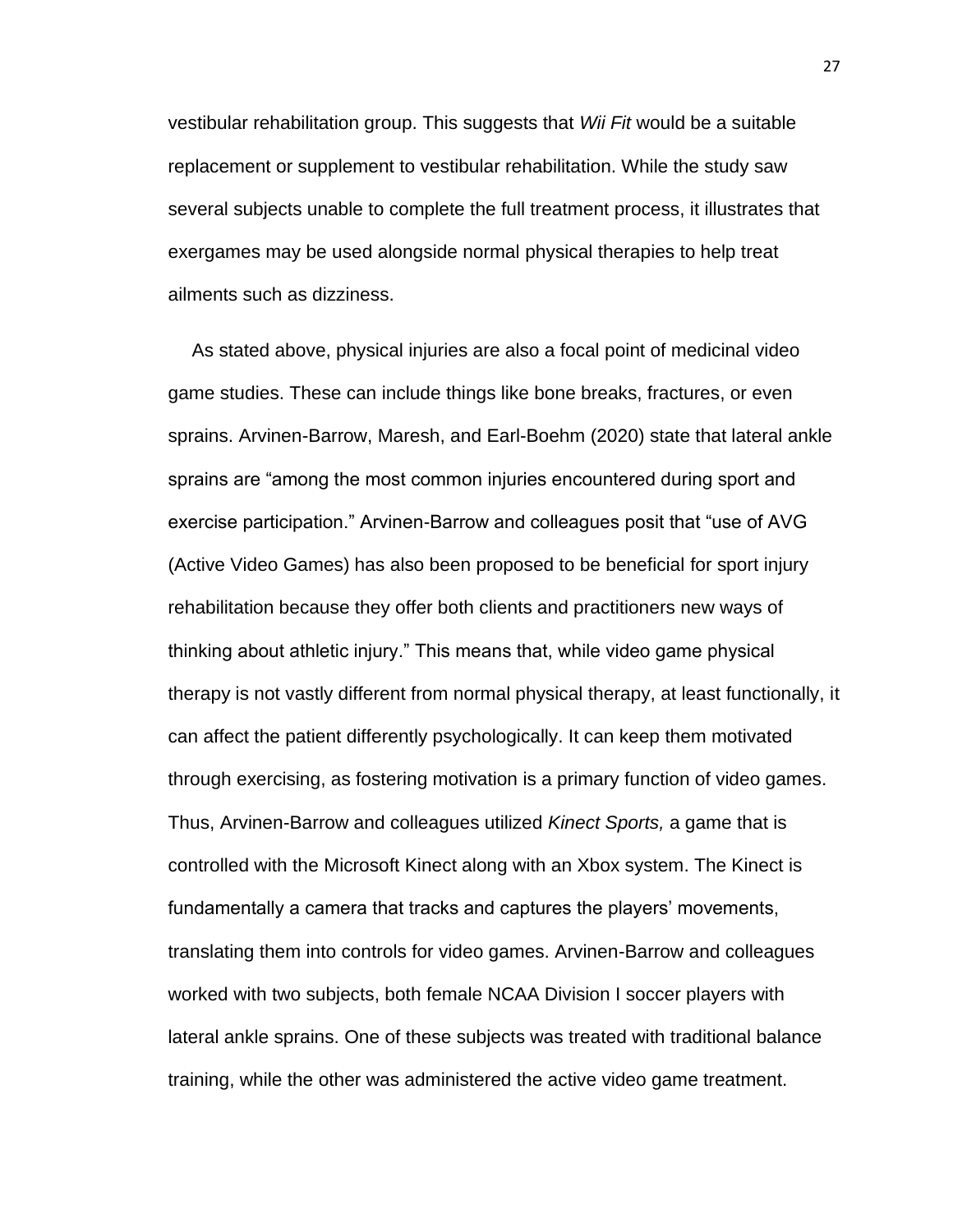vestibular rehabilitation group. This suggests that *Wii Fit* would be a suitable replacement or supplement to vestibular rehabilitation. While the study saw several subjects unable to complete the full treatment process, it illustrates that exergames may be used alongside normal physical therapies to help treat ailments such as dizziness.

As stated above, physical injuries are also a focal point of medicinal video game studies. These can include things like bone breaks, fractures, or even sprains. Arvinen-Barrow, Maresh, and Earl-Boehm (2020) state that lateral ankle sprains are "among the most common injuries encountered during sport and exercise participation." Arvinen-Barrow and colleagues posit that "use of AVG (Active Video Games) has also been proposed to be beneficial for sport injury rehabilitation because they offer both clients and practitioners new ways of thinking about athletic injury." This means that, while video game physical therapy is not vastly different from normal physical therapy, at least functionally, it can affect the patient differently psychologically. It can keep them motivated through exercising, as fostering motivation is a primary function of video games. Thus, Arvinen-Barrow and colleagues utilized *Kinect Sports,* a game that is controlled with the Microsoft Kinect along with an Xbox system. The Kinect is fundamentally a camera that tracks and captures the players' movements, translating them into controls for video games. Arvinen-Barrow and colleagues worked with two subjects, both female NCAA Division I soccer players with lateral ankle sprains. One of these subjects was treated with traditional balance training, while the other was administered the active video game treatment.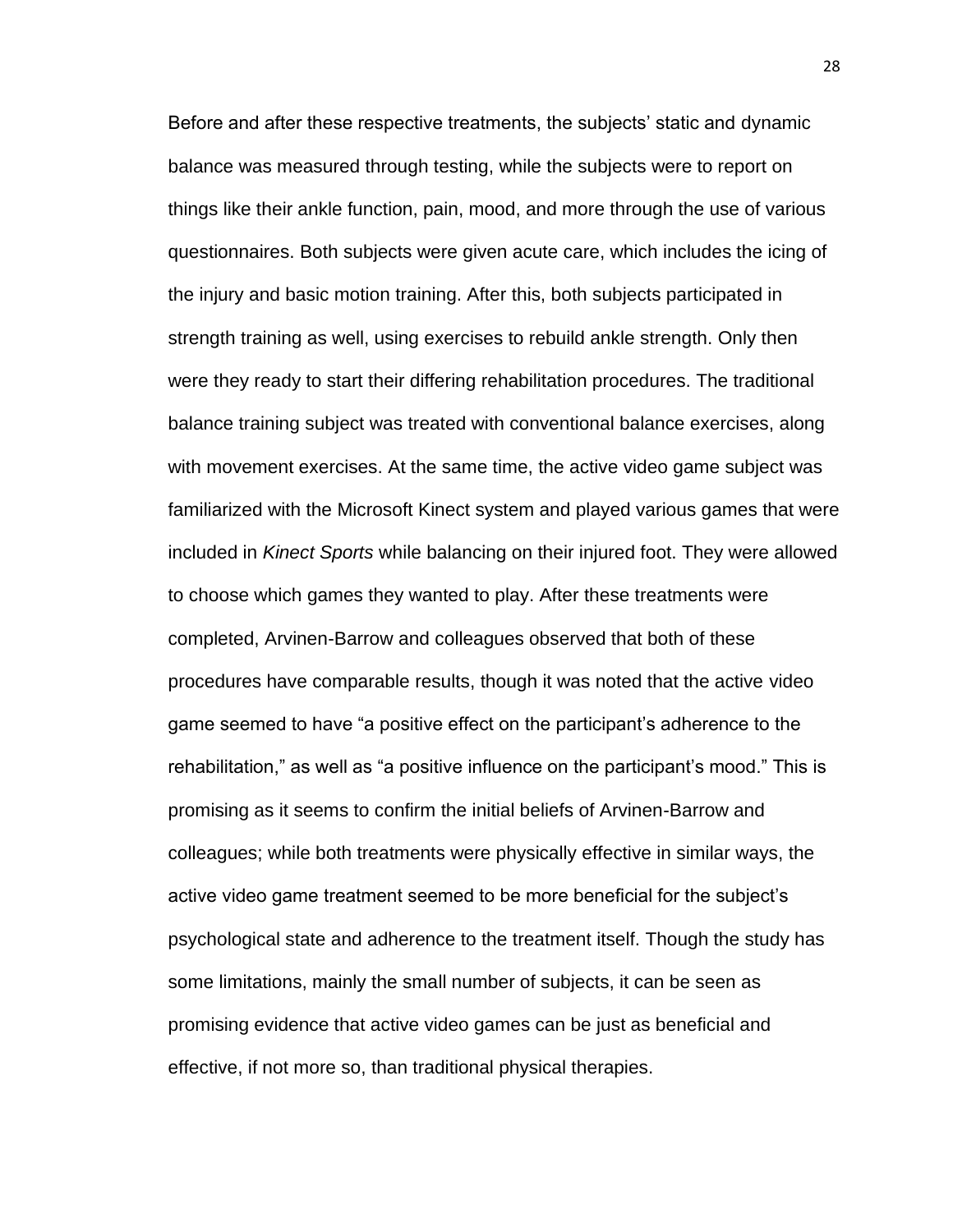Before and after these respective treatments, the subjects' static and dynamic balance was measured through testing, while the subjects were to report on things like their ankle function, pain, mood, and more through the use of various questionnaires. Both subjects were given acute care, which includes the icing of the injury and basic motion training. After this, both subjects participated in strength training as well, using exercises to rebuild ankle strength. Only then were they ready to start their differing rehabilitation procedures. The traditional balance training subject was treated with conventional balance exercises, along with movement exercises. At the same time, the active video game subject was familiarized with the Microsoft Kinect system and played various games that were included in *Kinect Sports* while balancing on their injured foot. They were allowed to choose which games they wanted to play. After these treatments were completed, Arvinen-Barrow and colleagues observed that both of these procedures have comparable results, though it was noted that the active video game seemed to have "a positive effect on the participant's adherence to the rehabilitation," as well as "a positive influence on the participant's mood." This is promising as it seems to confirm the initial beliefs of Arvinen-Barrow and colleagues; while both treatments were physically effective in similar ways, the active video game treatment seemed to be more beneficial for the subject's psychological state and adherence to the treatment itself. Though the study has some limitations, mainly the small number of subjects, it can be seen as promising evidence that active video games can be just as beneficial and effective, if not more so, than traditional physical therapies.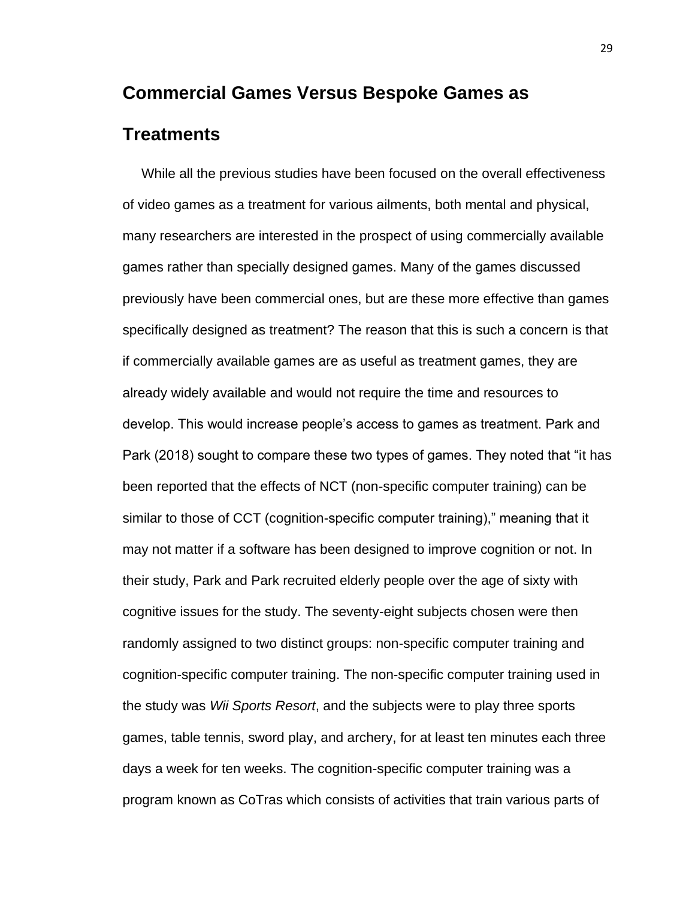## Commercial Games Versus Bespoke Games as Treatments

While all the previous studies have been focused on the overall effectiveness of video games as a treatment for various ailments, both mental and physical, many researchers are interested in the prospect of using commercially available games rather than specially designed games. Many of the games discussed previously have been commercial ones, but are these more effective than games specifically designed as treatment? The reason that this is such a concern is that if commercially available games are as useful as treatment games, they are already widely available and would not require the time and resources to develop. This would increase people's access to games as treatment. Park and Park (2018) sought to compare these two types of games. They noted that "it has been reported that the effects of NCT (non-specific computer training) can be similar to those of CCT (cognition-specific computer training)," meaning that it may not matter if a software has been designed to improve cognition or not. In their study, Park and Park recruited elderly people over the age of sixty with cognitive issues for the study. The seventy-eight subjects chosen were then randomly assigned to two distinct groups: non-specific computer training and cognition-specific computer training. The non-specific computer training used in the study was *Wii Sports Resort*, and the subjects were to play three sports games, table tennis, sword play, and archery, for at least ten minutes each three days a week for ten weeks. The cognition-specific computer training was a program known as CoTras which consists of activities that train various parts of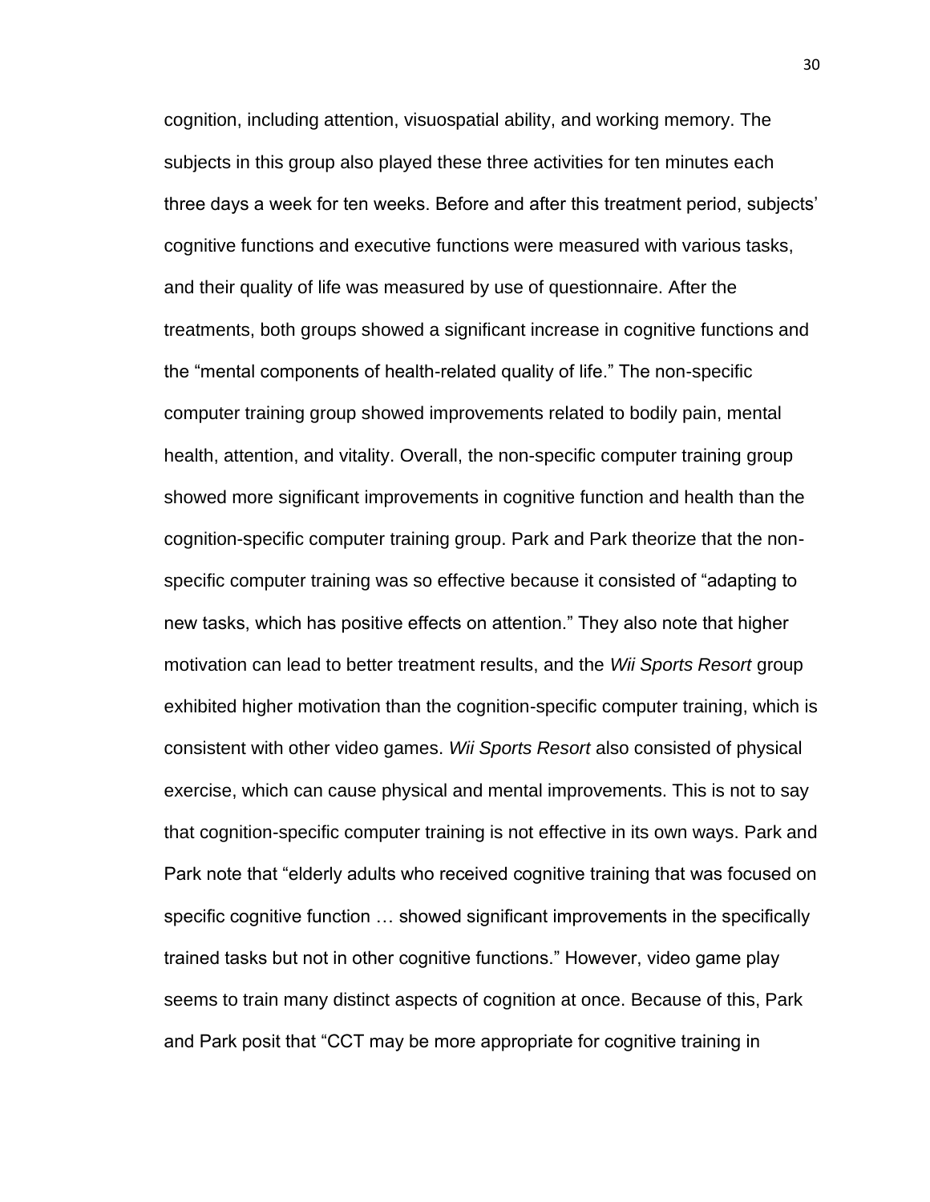cognition, including attention, visuospatial ability, and working memory. The subjects in this group also played these three activities for ten minutes each three days a week for ten weeks. Before and after this treatment period, subjects' cognitive functions and executive functions were measured with various tasks, and their quality of life was measured by use of questionnaire. After the treatments, both groups showed a significant increase in cognitive functions and the "mental components of health-related quality of life." The non-specific computer training group showed improvements related to bodily pain, mental health, attention, and vitality. Overall, the non-specific computer training group showed more significant improvements in cognitive function and health than the cognition-specific computer training group. Park and Park theorize that the non-specific computer training was so effective because it consisted of "adapting to new tasks, which has positive effects on attention." They also note that higher motivation can lead to better treatment results, and the *Wii Sports Resort* group exhibited higher motivation than the cognition-specific computer training, which is consistent with other video games. *Wii Sports Resort* also consisted of physical exercise, which can cause physical and mental improvements. This is not to say that cognition-specific computer training is not effective in its own ways. Park and Park note that "elderly adults who received cognitive training that was focused on specific cognitive function … showed significant improvements in the specifically trained tasks but not in other cognitive functions." However, video game play seems to train many distinct aspects of cognition at once. Because of this, Park and Park posit that "CCT may be more appropriate for cognitive training in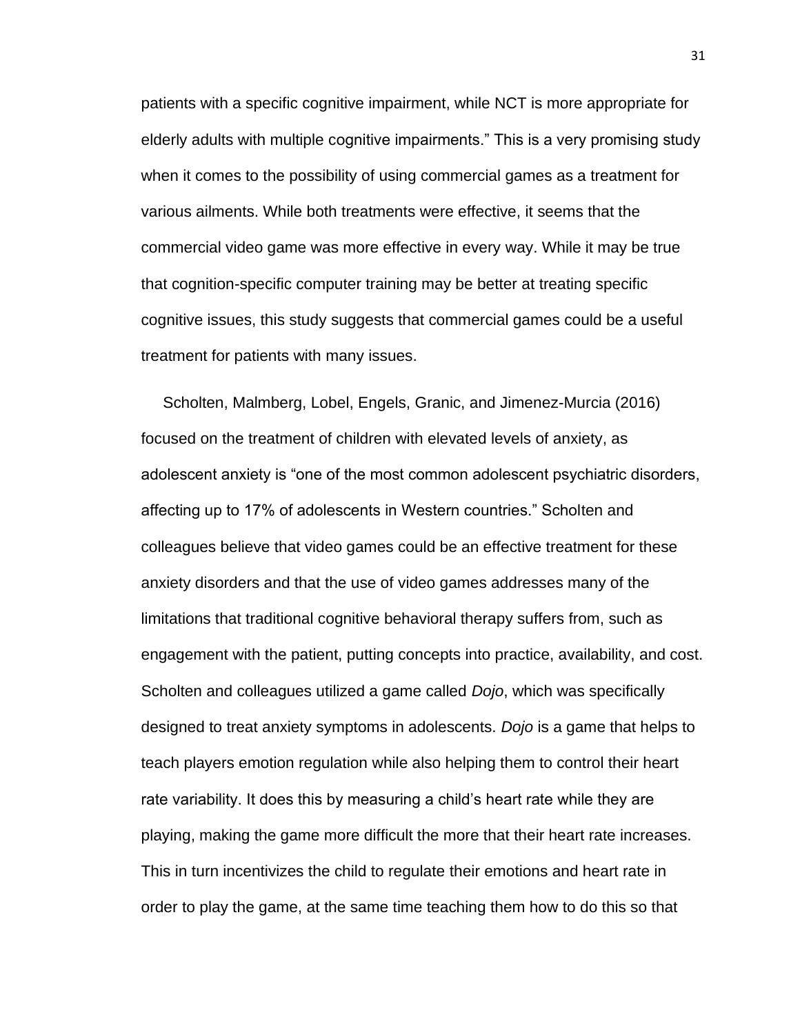patients with a specific cognitive impairment, while NCT is more appropriate for elderly adults with multiple cognitive impairments." This is a very promising study when it comes to the possibility of using commercial games as a treatment for various ailments. While both treatments were effective, it seems that the commercial video game was more effective in every way. While it may be true that cognition-specific computer training may be better at treating specific cognitive issues, this study suggests that commercial games could be a useful treatment for patients with many issues.

Scholten, Malmberg, Lobel, Engels, Granic, and Jimenez-Murcia (2016) focused on the treatment of children with elevated levels of anxiety, as adolescent anxiety is "one of the most common adolescent psychiatric disorders, affecting up to 17% of adolescents in Western countries." Scholten and colleagues believe that video games could be an effective treatment for these anxiety disorders and that the use of video games addresses many of the limitations that traditional cognitive behavioral therapy suffers from, such as engagement with the patient, putting concepts into practice, availability, and cost. Scholten and colleagues utilized a game called *Dojo*, which was specifically designed to treat anxiety symptoms in adolescents. *Dojo* is a game that helps to teach players emotion regulation while also helping them to control their heart rate variability. It does this by measuring a child's heart rate while they are playing, making the game more difficult the more that their heart rate increases. This in turn incentivizes the child to regulate their emotions and heart rate in order to play the game, at the same time teaching them how to do this so that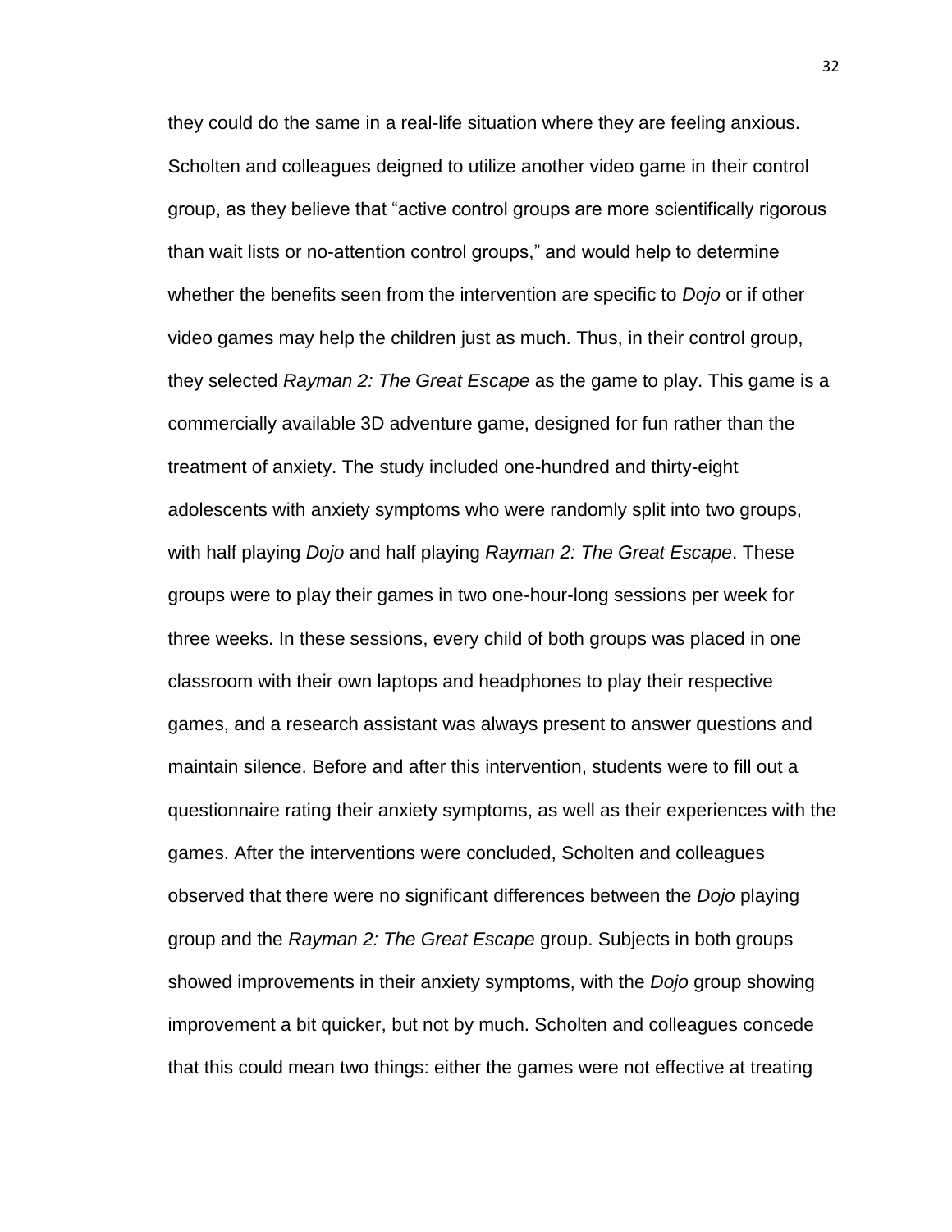they could do the same in a real-life situation where they are feeling anxious. Scholten and colleagues deigned to utilize another video game in their control group, as they believe that "active control groups are more scientifically rigorous than wait lists or no-attention control groups," and would help to determine whether the benefits seen from the intervention are specific to *Dojo* or if other video games may help the children just as much. Thus, in their control group, they selected *Rayman 2: The Great Escape* as the game to play. This game is a commercially available 3D adventure game, designed for fun rather than the treatment of anxiety. The study included one-hundred and thirty-eight adolescents with anxiety symptoms who were randomly split into two groups, with half playing *Dojo* and half playing *Rayman 2: The Great Escape*. These groups were to play their games in two one-hour-long sessions per week for three weeks. In these sessions, every child of both groups was placed in one classroom with their own laptops and headphones to play their respective games, and a research assistant was always present to answer questions and maintain silence. Before and after this intervention, students were to fill out a questionnaire rating their anxiety symptoms, as well as their experiences with the games. After the interventions were concluded, Scholten and colleagues observed that there were no significant differences between the *Dojo* playing group and the *Rayman 2: The Great Escape* group. Subjects in both groups showed improvements in their anxiety symptoms, with the *Dojo* group showing improvement a bit quicker, but not by much. Scholten and colleagues concede that this could mean two things: either the games were not effective at treating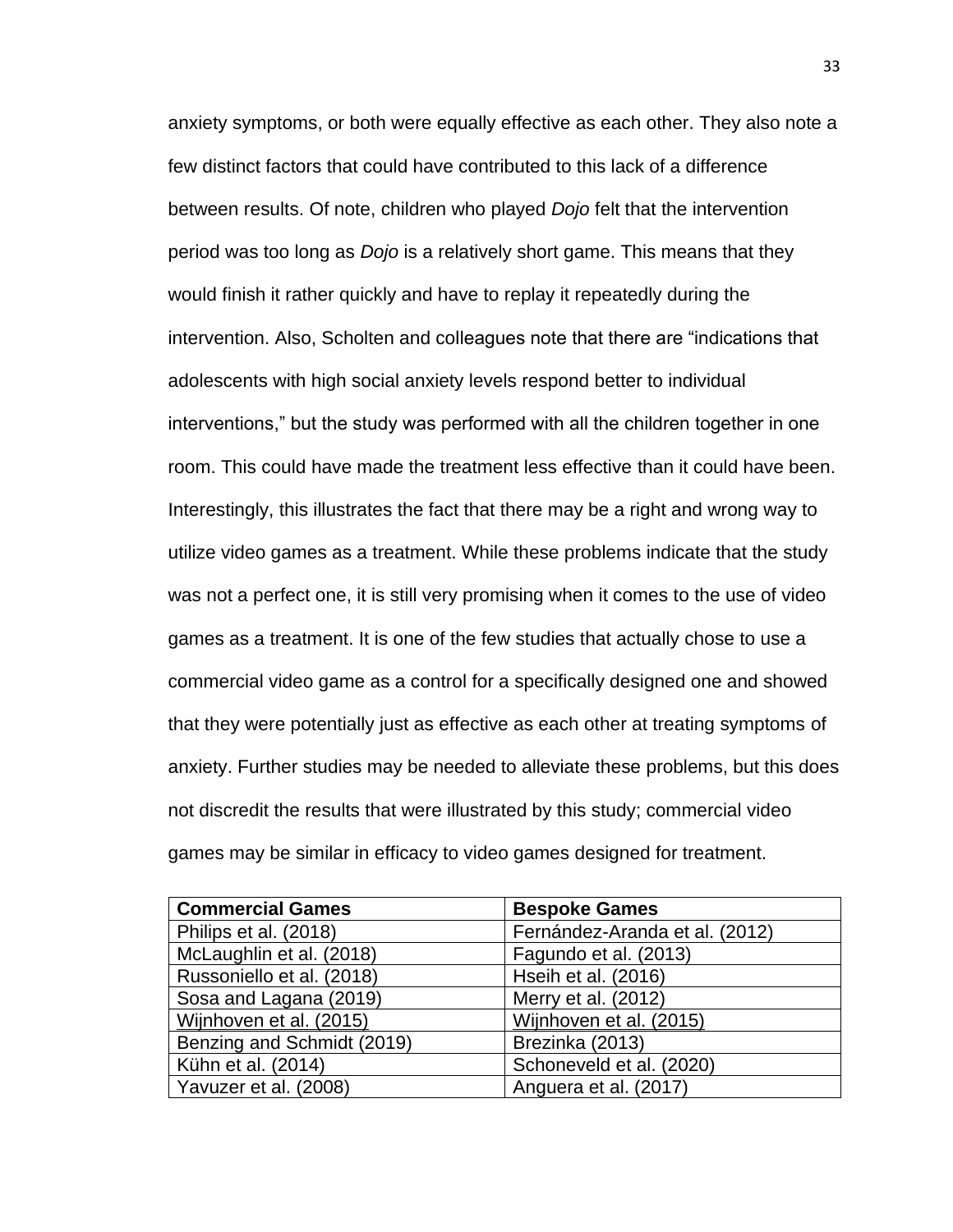anxiety symptoms, or both were equally effective as each other. They also note a few distinct factors that could have contributed to this lack of a difference between results. Of note, children who played *Dojo* felt that the intervention period was too long as *Dojo* is a relatively short game. This means that they would finish it rather quickly and have to replay it repeatedly during the intervention. Also, Scholten and colleagues note that there are "indications that adolescents with high social anxiety levels respond better to individual interventions," but the study was performed with all the children together in one room. This could have made the treatment less effective than it could have been. Interestingly, this illustrates the fact that there may be a right and wrong way to utilize video games as a treatment. While these problems indicate that the study was not a perfect one, it is still very promising when it comes to the use of video games as a treatment. It is one of the few studies that actually chose to use a commercial video game as a control for a specifically designed one and showed that they were potentially just as effective as each other at treating symptoms of anxiety. Further studies may be needed to alleviate these problems, but this does not discredit the results that were illustrated by this study; commercial video games may be similar in efficacy to video games designed for treatment.

| **Commercial Games** | **Bespoke Games** |
|---|---|
| Philips et al. (2018) | Fernández-Aranda et al. (2012) |
| McLaughlin et al. (2018) | Fagundo et al. (2013) |
| Russoniello et al. (2018) | Hseih et al. (2016) |
| Sosa and Lagana (2019) | Merry et al. (2012) |
| <u>Wijnhoven et al. (2015)</u> | <u>Wijnhoven et al. (2015)</u> |
| Benzing and Schmidt (2019) | Brezinka (2013) |
| Kühn et al. (2014) | Schoneveld et al. (2020) |
| Yavuzer et al. (2008) | Anguera et al. (2017) |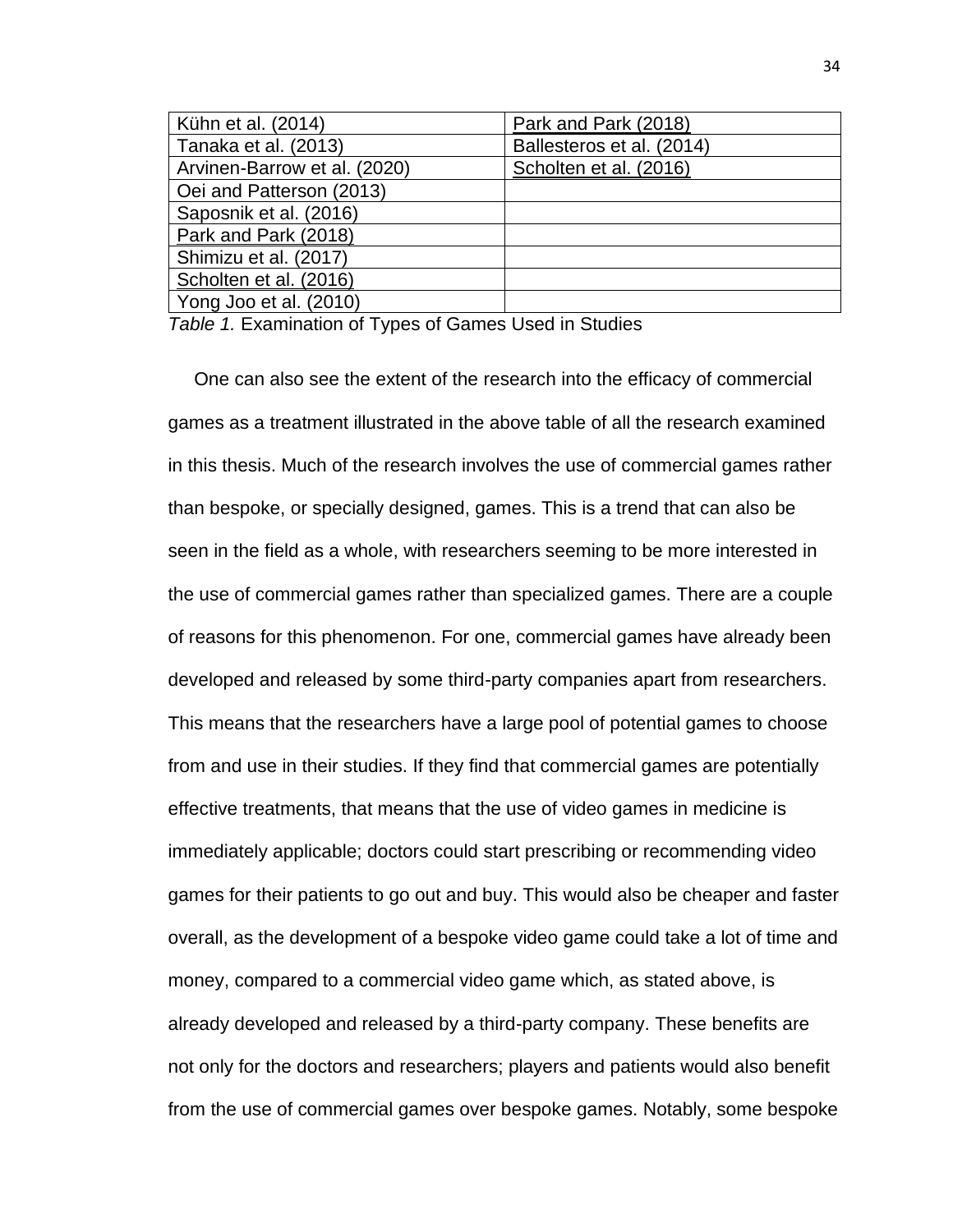| | |
|---|---|
| Kühn et al. (2014) | Park and Park (2018) |
| Tanaka et al. (2013) | Ballesteros et al. (2014) |
| Arvinen-Barrow et al. (2020) | Scholten et al. (2016) |
| Oei and Patterson (2013) | |
| Saposnik et al. (2016) | |
| Park and Park (2018) | |
| Shimizu et al. (2017) | |
| Scholten et al. (2016) | |
| Yong Joo et al. (2010) | |

*Table 1.* Examination of Types of Games Used in Studies

One can also see the extent of the research into the efficacy of commercial games as a treatment illustrated in the above table of all the research examined in this thesis. Much of the research involves the use of commercial games rather than bespoke, or specially designed, games. This is a trend that can also be seen in the field as a whole, with researchers seeming to be more interested in the use of commercial games rather than specialized games. There are a couple of reasons for this phenomenon. For one, commercial games have already been developed and released by some third-party companies apart from researchers. This means that the researchers have a large pool of potential games to choose from and use in their studies. If they find that commercial games are potentially effective treatments, that means that the use of video games in medicine is immediately applicable; doctors could start prescribing or recommending video games for their patients to go out and buy. This would also be cheaper and faster overall, as the development of a bespoke video game could take a lot of time and money, compared to a commercial video game which, as stated above, is already developed and released by a third-party company. These benefits are not only for the doctors and researchers; players and patients would also benefit from the use of commercial games over bespoke games. Notably, some bespoke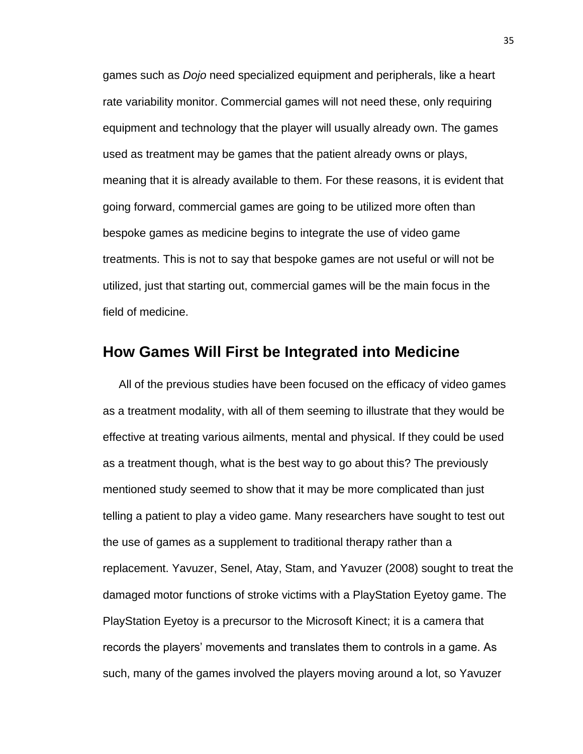games such as *Dojo* need specialized equipment and peripherals, like a heart rate variability monitor. Commercial games will not need these, only requiring equipment and technology that the player will usually already own. The games used as treatment may be games that the patient already owns or plays, meaning that it is already available to them. For these reasons, it is evident that going forward, commercial games are going to be utilized more often than bespoke games as medicine begins to integrate the use of video game treatments. This is not to say that bespoke games are not useful or will not be utilized, just that starting out, commercial games will be the main focus in the field of medicine.

## How Games Will First be Integrated into Medicine

All of the previous studies have been focused on the efficacy of video games as a treatment modality, with all of them seeming to illustrate that they would be effective at treating various ailments, mental and physical. If they could be used as a treatment though, what is the best way to go about this? The previously mentioned study seemed to show that it may be more complicated than just telling a patient to play a video game. Many researchers have sought to test out the use of games as a supplement to traditional therapy rather than a replacement. Yavuzer, Senel, Atay, Stam, and Yavuzer (2008) sought to treat the damaged motor functions of stroke victims with a PlayStation Eyetoy game. The PlayStation Eyetoy is a precursor to the Microsoft Kinect; it is a camera that records the players' movements and translates them to controls in a game. As such, many of the games involved the players moving around a lot, so Yavuzer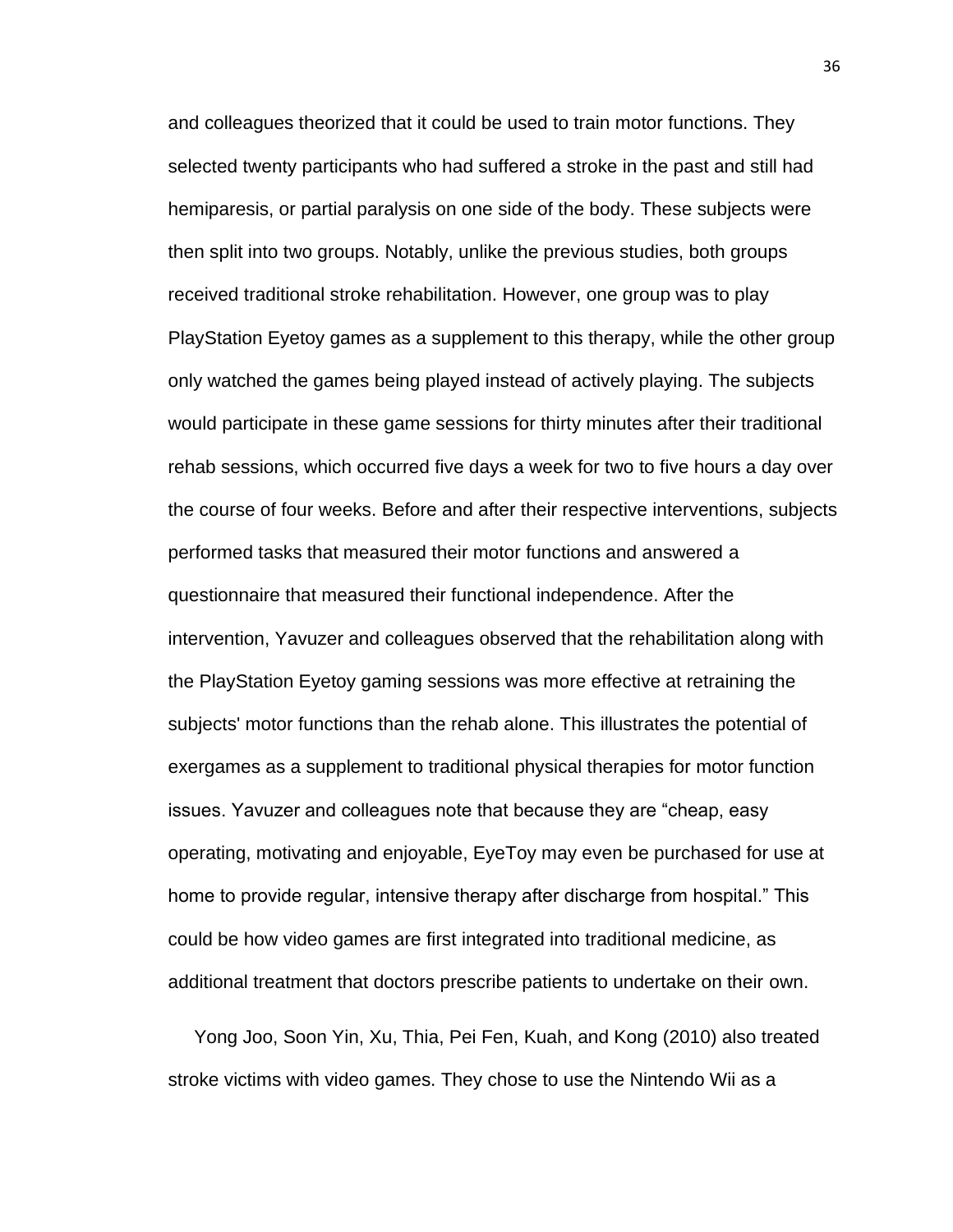and colleagues theorized that it could be used to train motor functions. They selected twenty participants who had suffered a stroke in the past and still had hemiparesis, or partial paralysis on one side of the body. These subjects were then split into two groups. Notably, unlike the previous studies, both groups received traditional stroke rehabilitation. However, one group was to play PlayStation Eyetoy games as a supplement to this therapy, while the other group only watched the games being played instead of actively playing. The subjects would participate in these game sessions for thirty minutes after their traditional rehab sessions, which occurred five days a week for two to five hours a day over the course of four weeks. Before and after their respective interventions, subjects performed tasks that measured their motor functions and answered a questionnaire that measured their functional independence. After the intervention, Yavuzer and colleagues observed that the rehabilitation along with the PlayStation Eyetoy gaming sessions was more effective at retraining the subjects' motor functions than the rehab alone. This illustrates the potential of exergames as a supplement to traditional physical therapies for motor function issues. Yavuzer and colleagues note that because they are “cheap, easy operating, motivating and enjoyable, EyeToy may even be purchased for use at home to provide regular, intensive therapy after discharge from hospital.” This could be how video games are first integrated into traditional medicine, as additional treatment that doctors prescribe patients to undertake on their own.

Yong Joo, Soon Yin, Xu, Thia, Pei Fen, Kuah, and Kong (2010) also treated stroke victims with video games. They chose to use the Nintendo Wii as a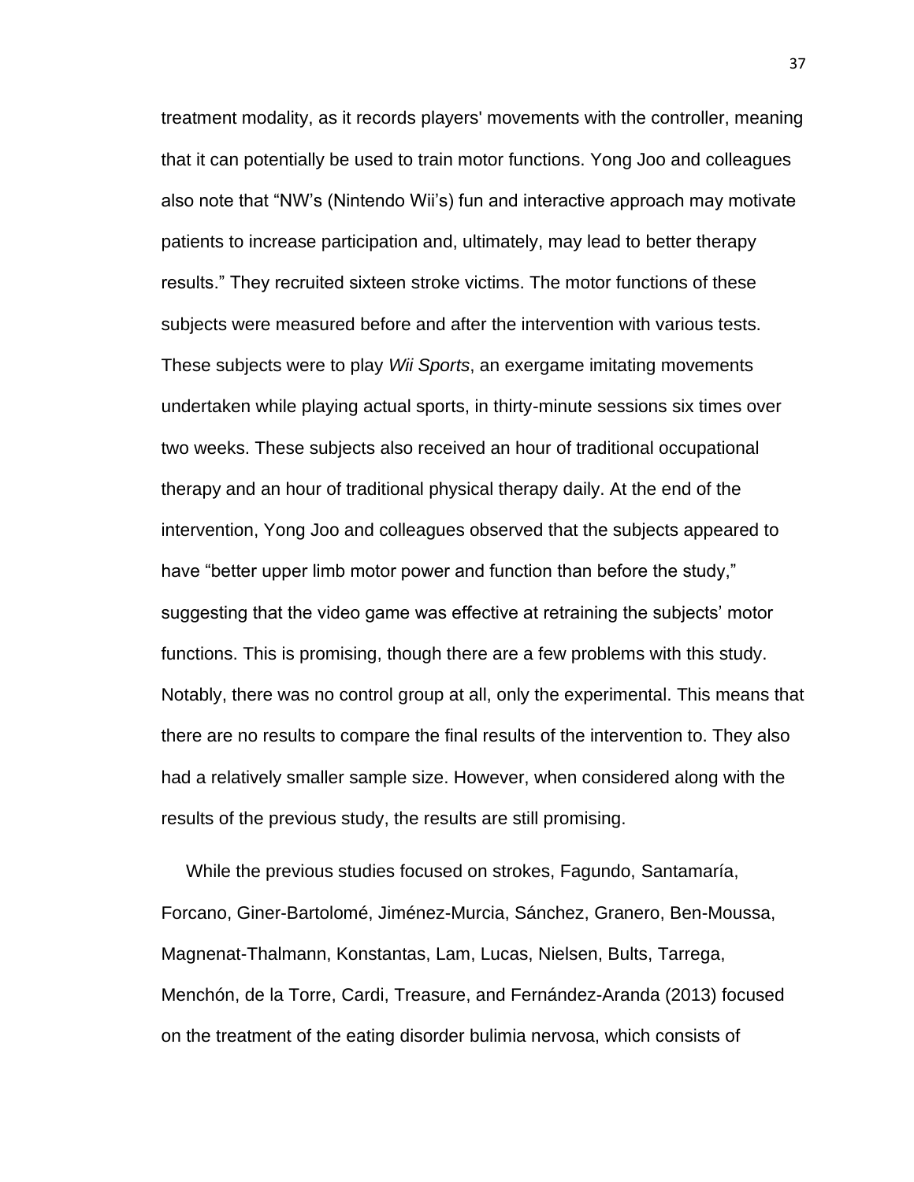treatment modality, as it records players' movements with the controller, meaning that it can potentially be used to train motor functions. Yong Joo and colleagues also note that “NW’s (Nintendo Wii’s) fun and interactive approach may motivate patients to increase participation and, ultimately, may lead to better therapy results.” They recruited sixteen stroke victims. The motor functions of these subjects were measured before and after the intervention with various tests. These subjects were to play *Wii Sports*, an exergame imitating movements undertaken while playing actual sports, in thirty-minute sessions six times over two weeks. These subjects also received an hour of traditional occupational therapy and an hour of traditional physical therapy daily. At the end of the intervention, Yong Joo and colleagues observed that the subjects appeared to have “better upper limb motor power and function than before the study,” suggesting that the video game was effective at retraining the subjects’ motor functions. This is promising, though there are a few problems with this study. Notably, there was no control group at all, only the experimental. This means that there are no results to compare the final results of the intervention to. They also had a relatively smaller sample size. However, when considered along with the results of the previous study, the results are still promising.

While the previous studies focused on strokes, Fagundo, Santamaría, Forcano, Giner-Bartolomé, Jiménez-Murcia, Sánchez, Granero, Ben-Moussa, Magnenat-Thalmann, Konstantas, Lam, Lucas, Nielsen, Bults, Tarrega, Menchón, de la Torre, Cardi, Treasure, and Fernández-Aranda (2013) focused on the treatment of the eating disorder bulimia nervosa, which consists of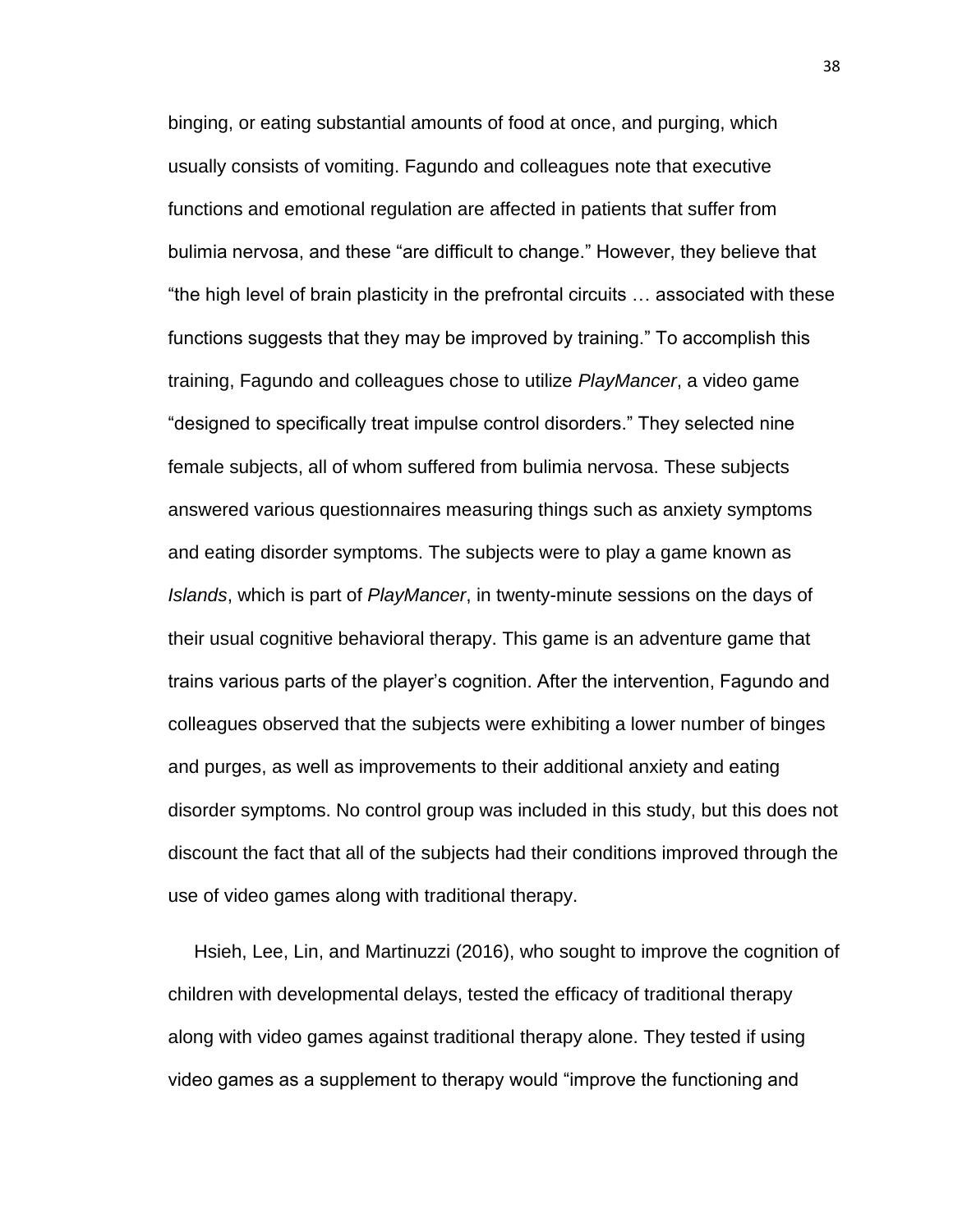binging, or eating substantial amounts of food at once, and purging, which usually consists of vomiting. Fagundo and colleagues note that executive functions and emotional regulation are affected in patients that suffer from bulimia nervosa, and these “are difficult to change.” However, they believe that “the high level of brain plasticity in the prefrontal circuits … associated with these functions suggests that they may be improved by training.” To accomplish this training, Fagundo and colleagues chose to utilize *PlayMancer*, a video game “designed to specifically treat impulse control disorders.” They selected nine female subjects, all of whom suffered from bulimia nervosa. These subjects answered various questionnaires measuring things such as anxiety symptoms and eating disorder symptoms. The subjects were to play a game known as *Islands*, which is part of *PlayMancer*, in twenty-minute sessions on the days of their usual cognitive behavioral therapy. This game is an adventure game that trains various parts of the player’s cognition. After the intervention, Fagundo and colleagues observed that the subjects were exhibiting a lower number of binges and purges, as well as improvements to their additional anxiety and eating disorder symptoms. No control group was included in this study, but this does not discount the fact that all of the subjects had their conditions improved through the use of video games along with traditional therapy.

Hsieh, Lee, Lin, and Martinuzzi (2016), who sought to improve the cognition of children with developmental delays, tested the efficacy of traditional therapy along with video games against traditional therapy alone. They tested if using video games as a supplement to therapy would “improve the functioning and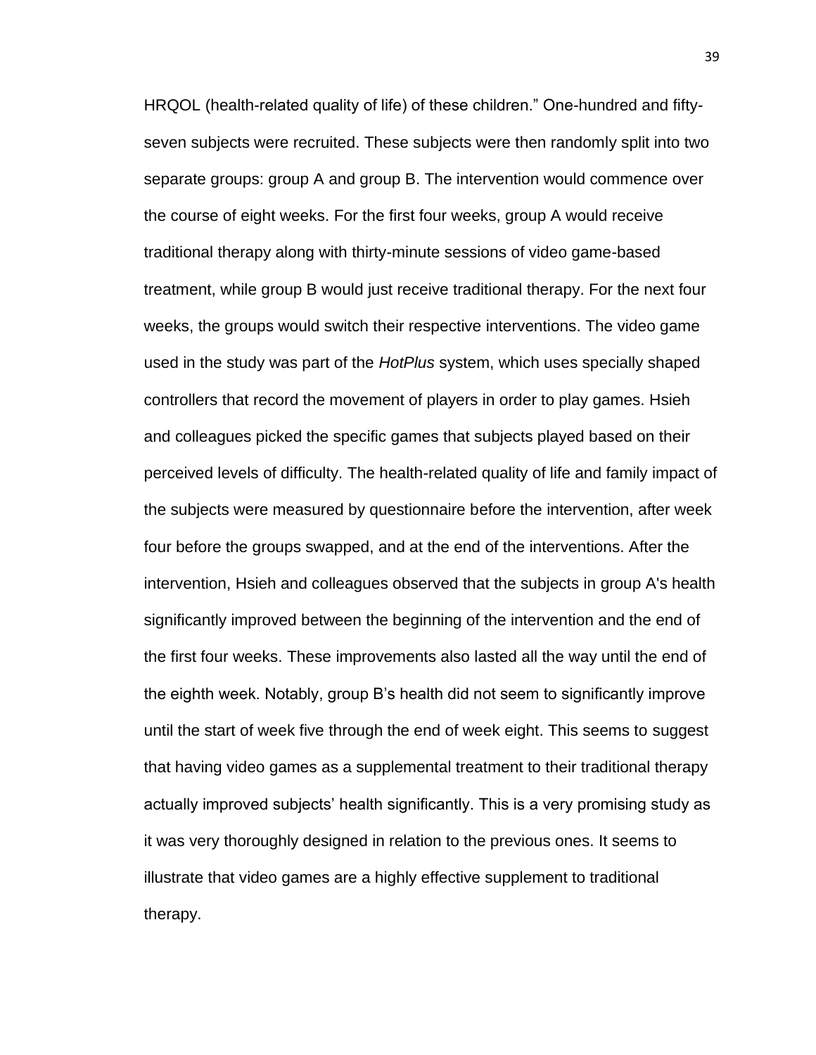HRQOL (health-related quality of life) of these children.” One-hundred and fifty-seven subjects were recruited. These subjects were then randomly split into two separate groups: group A and group B. The intervention would commence over the course of eight weeks. For the first four weeks, group A would receive traditional therapy along with thirty-minute sessions of video game-based treatment, while group B would just receive traditional therapy. For the next four weeks, the groups would switch their respective interventions. The video game used in the study was part of the *HotPlus* system, which uses specially shaped controllers that record the movement of players in order to play games. Hsieh and colleagues picked the specific games that subjects played based on their perceived levels of difficulty. The health-related quality of life and family impact of the subjects were measured by questionnaire before the intervention, after week four before the groups swapped, and at the end of the interventions. After the intervention, Hsieh and colleagues observed that the subjects in group A's health significantly improved between the beginning of the intervention and the end of the first four weeks. These improvements also lasted all the way until the end of the eighth week. Notably, group B’s health did not seem to significantly improve until the start of week five through the end of week eight. This seems to suggest that having video games as a supplemental treatment to their traditional therapy actually improved subjects’ health significantly. This is a very promising study as it was very thoroughly designed in relation to the previous ones. It seems to illustrate that video games are a highly effective supplement to traditional therapy.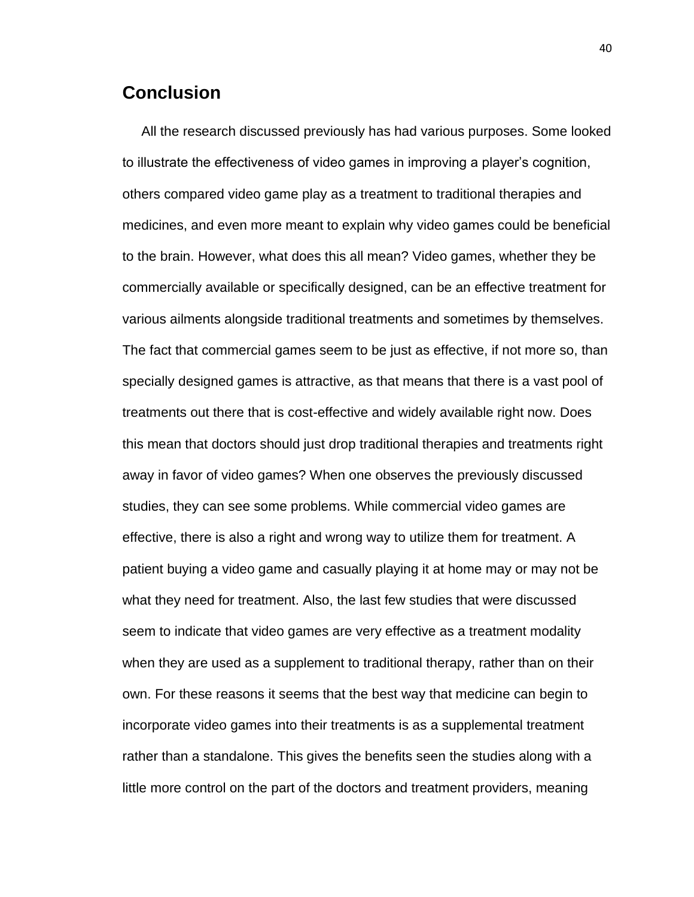## Conclusion

All the research discussed previously has had various purposes. Some looked to illustrate the effectiveness of video games in improving a player's cognition, others compared video game play as a treatment to traditional therapies and medicines, and even more meant to explain why video games could be beneficial to the brain. However, what does this all mean? Video games, whether they be commercially available or specifically designed, can be an effective treatment for various ailments alongside traditional treatments and sometimes by themselves. The fact that commercial games seem to be just as effective, if not more so, than specially designed games is attractive, as that means that there is a vast pool of treatments out there that is cost-effective and widely available right now. Does this mean that doctors should just drop traditional therapies and treatments right away in favor of video games? When one observes the previously discussed studies, they can see some problems. While commercial video games are effective, there is also a right and wrong way to utilize them for treatment. A patient buying a video game and casually playing it at home may or may not be what they need for treatment. Also, the last few studies that were discussed seem to indicate that video games are very effective as a treatment modality when they are used as a supplement to traditional therapy, rather than on their own. For these reasons it seems that the best way that medicine can begin to incorporate video games into their treatments is as a supplemental treatment rather than a standalone. This gives the benefits seen the studies along with a little more control on the part of the doctors and treatment providers, meaning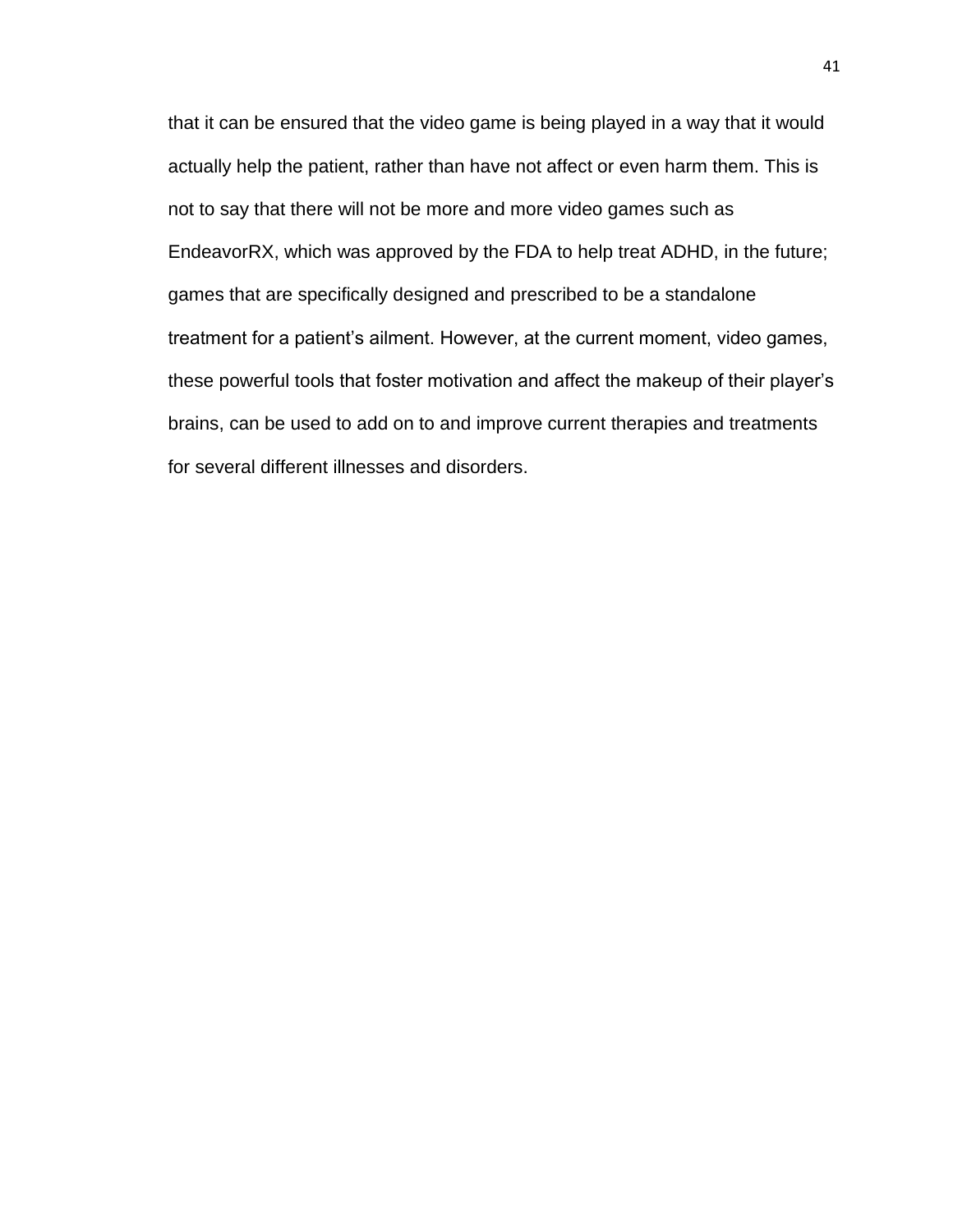that it can be ensured that the video game is being played in a way that it would actually help the patient, rather than have not affect or even harm them. This is not to say that there will not be more and more video games such as EndeavorRX, which was approved by the FDA to help treat ADHD, in the future; games that are specifically designed and prescribed to be a standalone treatment for a patient’s ailment. However, at the current moment, video games, these powerful tools that foster motivation and affect the makeup of their player’s brains, can be used to add on to and improve current therapies and treatments for several different illnesses and disorders.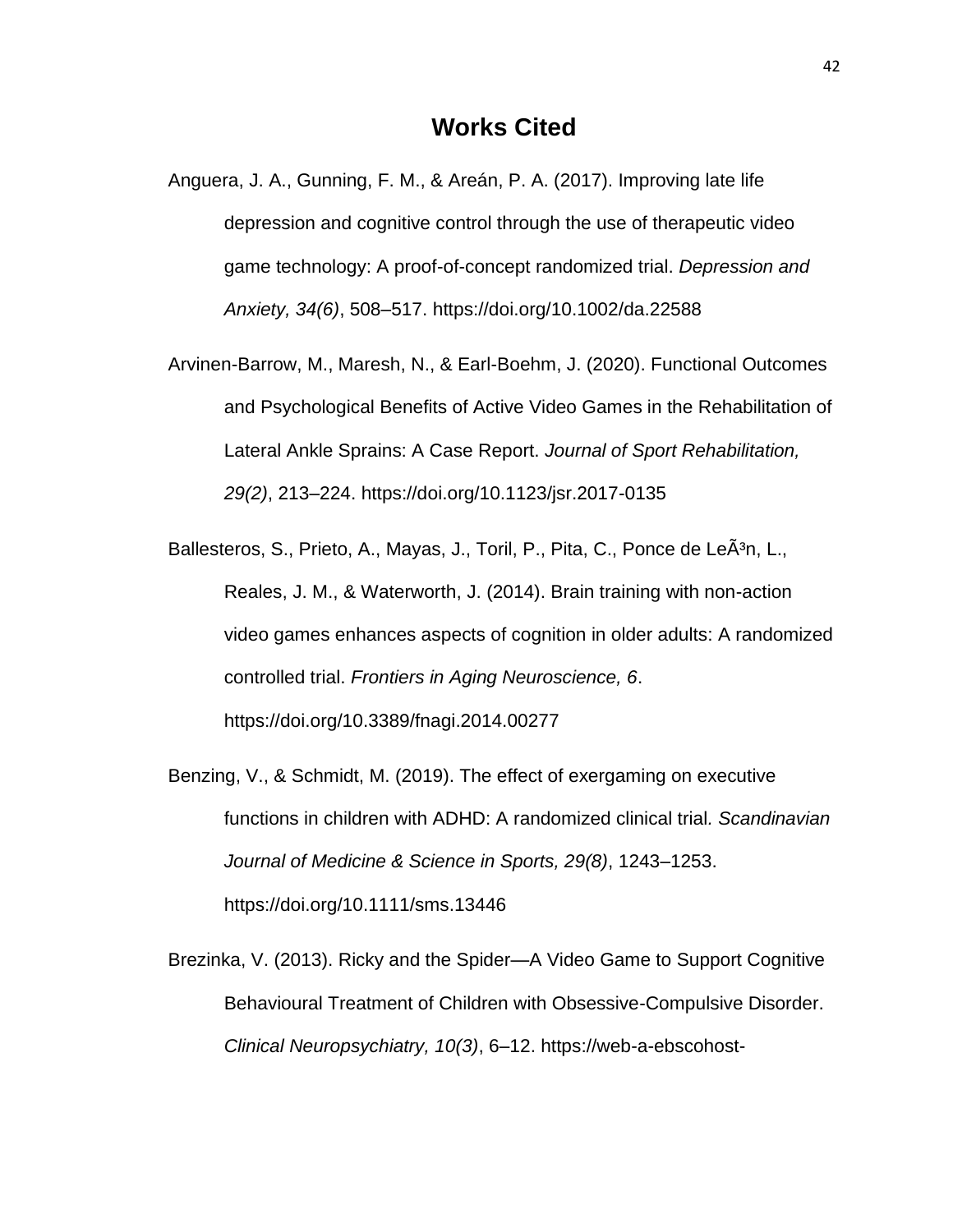# Works Cited

Anguera, J. A., Gunning, F. M., & Areán, P. A. (2017). Improving late life depression and cognitive control through the use of therapeutic video game technology: A proof-of-concept randomized trial. *Depression and Anxiety, 34(6)*, 508–517. https://doi.org/10.1002/da.22588

Arvinen-Barrow, M., Maresh, N., & Earl-Boehm, J. (2020). Functional Outcomes and Psychological Benefits of Active Video Games in the Rehabilitation of Lateral Ankle Sprains: A Case Report. *Journal of Sport Rehabilitation, 29(2)*, 213–224. https://doi.org/10.1123/jsr.2017-0135

Ballesteros, S., Prieto, A., Mayas, J., Toril, P., Pita, C., Ponce de LeÃ³n, L., Reales, J. M., & Waterworth, J. (2014). Brain training with non-action video games enhances aspects of cognition in older adults: A randomized controlled trial. *Frontiers in Aging Neuroscience, 6*. https://doi.org/10.3389/fnagi.2014.00277

Benzing, V., & Schmidt, M. (2019). The effect of exergaming on executive functions in children with ADHD: A randomized clinical trial. *Scandinavian Journal of Medicine & Science in Sports, 29(8)*, 1243–1253. https://doi.org/10.1111/sms.13446

Brezinka, V. (2013). Ricky and the Spider—A Video Game to Support Cognitive Behavioural Treatment of Children with Obsessive-Compulsive Disorder. *Clinical Neuropsychiatry, 10(3)*, 6–12. https://web-a-ebscohost-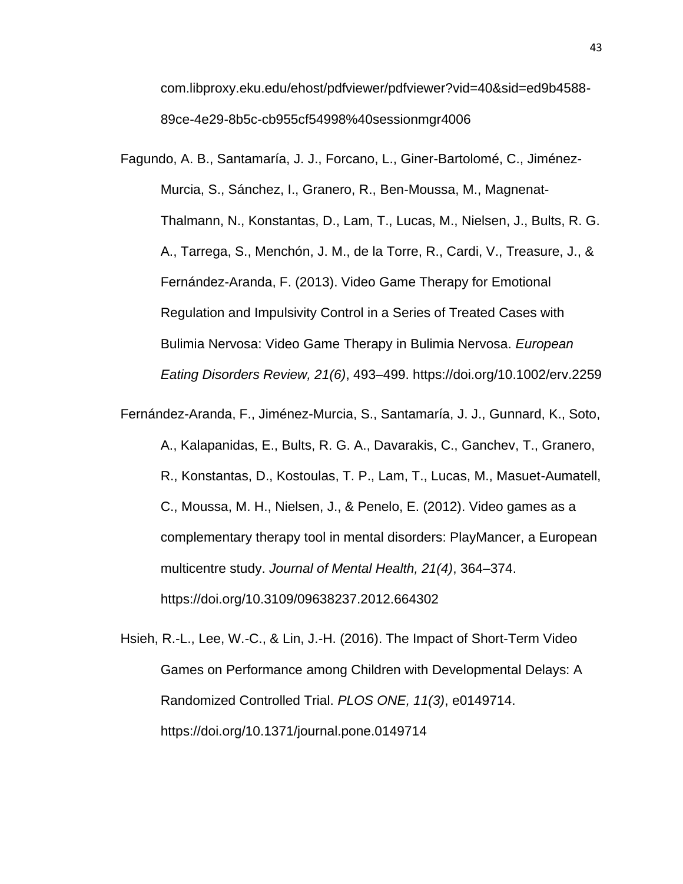com.libproxy.eku.edu/ehost/pdfviewer/pdfviewer?vid=40&sid=ed9b4588-89ce-4e29-8b5c-cb955cf54998%40sessionmgr4006

Fagundo, A. B., Santamaría, J. J., Forcano, L., Giner-Bartolomé, C., Jiménez-Murcia, S., Sánchez, I., Granero, R., Ben-Moussa, M., Magnenat-Thalmann, N., Konstantas, D., Lam, T., Lucas, M., Nielsen, J., Bults, R. G. A., Tarrega, S., Menchón, J. M., de la Torre, R., Cardi, V., Treasure, J., & Fernández-Aranda, F. (2013). Video Game Therapy for Emotional Regulation and Impulsivity Control in a Series of Treated Cases with Bulimia Nervosa: Video Game Therapy in Bulimia Nervosa. *European Eating Disorders Review, 21(6)*, 493–499. https://doi.org/10.1002/erv.2259

Fernández-Aranda, F., Jiménez-Murcia, S., Santamaría, J. J., Gunnard, K., Soto, A., Kalapanidas, E., Bults, R. G. A., Davarakis, C., Ganchev, T., Granero, R., Konstantas, D., Kostoulas, T. P., Lam, T., Lucas, M., Masuet-Aumatell, C., Moussa, M. H., Nielsen, J., & Penelo, E. (2012). Video games as a complementary therapy tool in mental disorders: PlayMancer, a European multicentre study. *Journal of Mental Health, 21(4)*, 364–374. https://doi.org/10.3109/09638237.2012.664302

Hsieh, R.-L., Lee, W.-C., & Lin, J.-H. (2016). The Impact of Short-Term Video Games on Performance among Children with Developmental Delays: A Randomized Controlled Trial. *PLOS ONE, 11(3)*, e0149714. https://doi.org/10.1371/journal.pone.0149714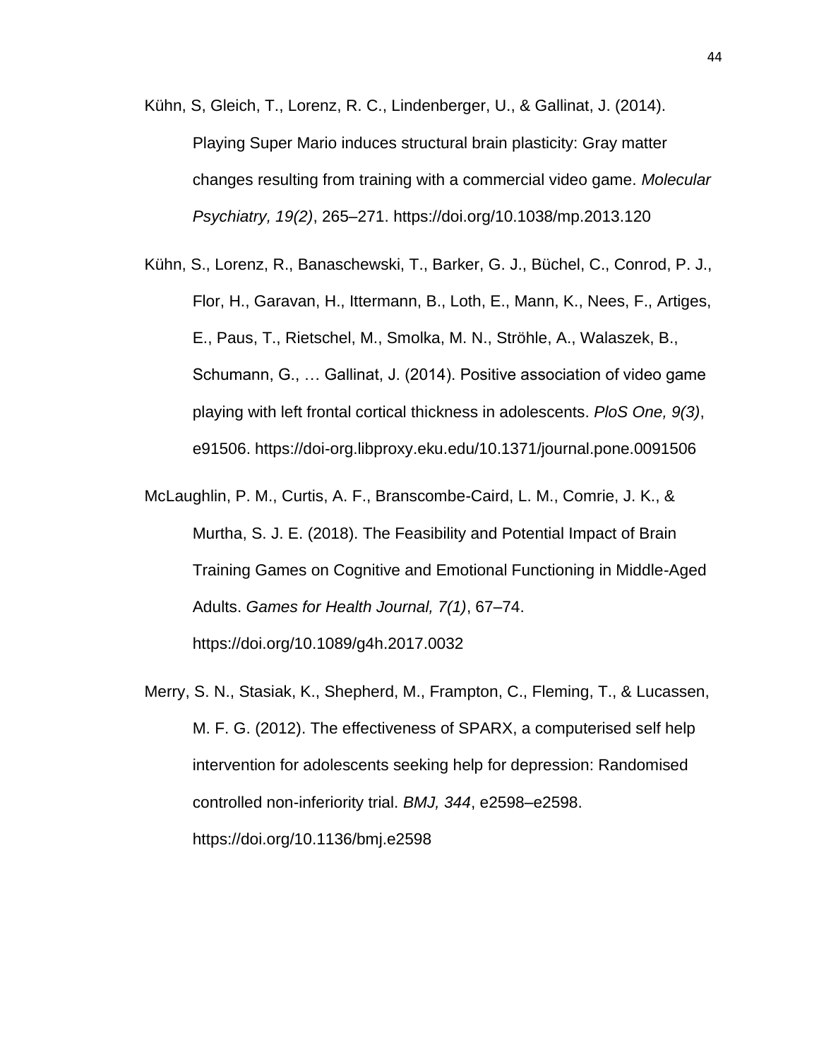Kühn, S, Gleich, T., Lorenz, R. C., Lindenberger, U., & Gallinat, J. (2014). Playing Super Mario induces structural brain plasticity: Gray matter changes resulting from training with a commercial video game. *Molecular Psychiatry, 19(2)*, 265–271. https://doi.org/10.1038/mp.2013.120

Kühn, S., Lorenz, R., Banaschewski, T., Barker, G. J., Büchel, C., Conrod, P. J., Flor, H., Garavan, H., Ittermann, B., Loth, E., Mann, K., Nees, F., Artiges, E., Paus, T., Rietschel, M., Smolka, M. N., Ströhle, A., Walaszek, B., Schumann, G., … Gallinat, J. (2014). Positive association of video game playing with left frontal cortical thickness in adolescents. *PloS One, 9(3)*, e91506. https://doi-org.libproxy.eku.edu/10.1371/journal.pone.0091506

McLaughlin, P. M., Curtis, A. F., Branscombe-Caird, L. M., Comrie, J. K., & Murtha, S. J. E. (2018). The Feasibility and Potential Impact of Brain Training Games on Cognitive and Emotional Functioning in Middle-Aged Adults. *Games for Health Journal, 7(1)*, 67–74. https://doi.org/10.1089/g4h.2017.0032

Merry, S. N., Stasiak, K., Shepherd, M., Frampton, C., Fleming, T., & Lucassen, M. F. G. (2012). The effectiveness of SPARX, a computerised self help intervention for adolescents seeking help for depression: Randomised controlled non-inferiority trial. *BMJ, 344*, e2598–e2598. https://doi.org/10.1136/bmj.e2598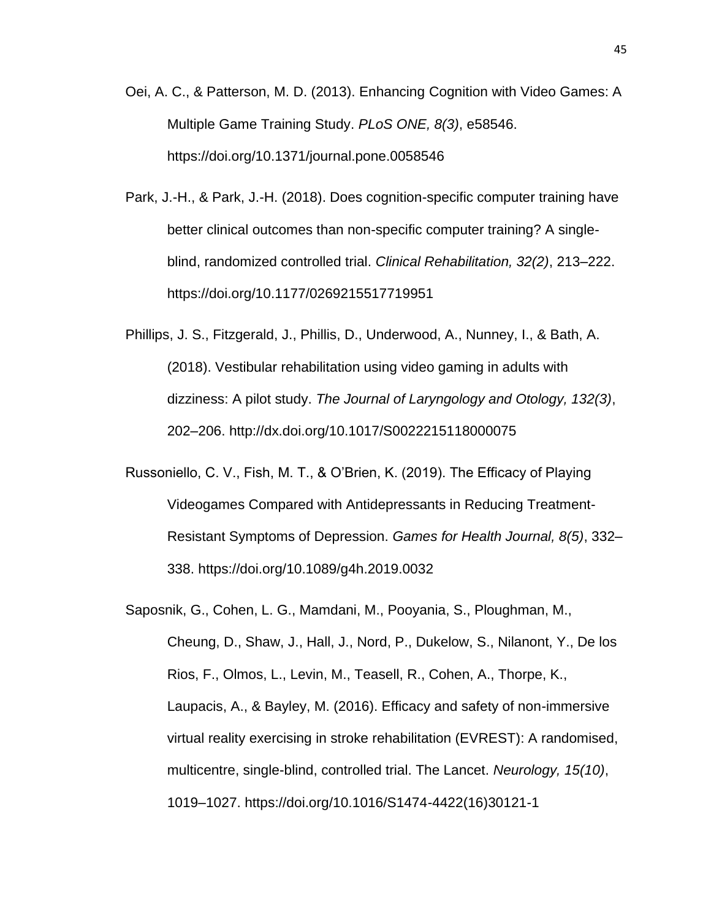Oei, A. C., & Patterson, M. D. (2013). Enhancing Cognition with Video Games: A Multiple Game Training Study. *PLoS ONE, 8(3)*, e58546. https://doi.org/10.1371/journal.pone.0058546

Park, J.-H., & Park, J.-H. (2018). Does cognition-specific computer training have better clinical outcomes than non-specific computer training? A single-blind, randomized controlled trial. *Clinical Rehabilitation, 32(2)*, 213–222. https://doi.org/10.1177/0269215517719951

Phillips, J. S., Fitzgerald, J., Phillis, D., Underwood, A., Nunney, I., & Bath, A. (2018). Vestibular rehabilitation using video gaming in adults with dizziness: A pilot study. *The Journal of Laryngology and Otology, 132(3)*, 202–206. http://dx.doi.org/10.1017/S0022215118000075

Russoniello, C. V., Fish, M. T., & O'Brien, K. (2019). The Efficacy of Playing Videogames Compared with Antidepressants in Reducing Treatment-Resistant Symptoms of Depression. *Games for Health Journal, 8(5)*, 332–338. https://doi.org/10.1089/g4h.2019.0032

Saposnik, G., Cohen, L. G., Mamdani, M., Pooyania, S., Ploughman, M., Cheung, D., Shaw, J., Hall, J., Nord, P., Dukelow, S., Nilanont, Y., De los Rios, F., Olmos, L., Levin, M., Teasell, R., Cohen, A., Thorpe, K., Laupacis, A., & Bayley, M. (2016). Efficacy and safety of non-immersive virtual reality exercising in stroke rehabilitation (EVREST): A randomised, multicentre, single-blind, controlled trial. The Lancet. *Neurology, 15(10)*, 1019–1027. https://doi.org/10.1016/S1474-4422(16)30121-1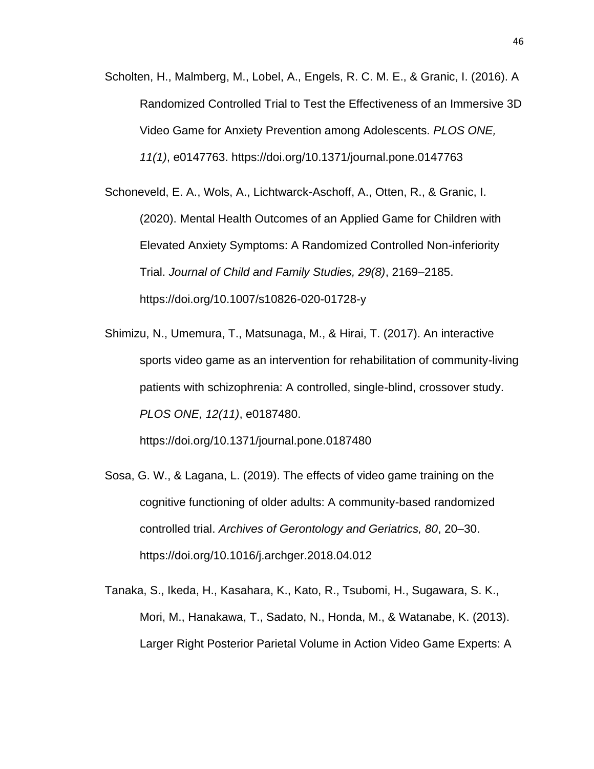Scholten, H., Malmberg, M., Lobel, A., Engels, R. C. M. E., & Granic, I. (2016). A Randomized Controlled Trial to Test the Effectiveness of an Immersive 3D Video Game for Anxiety Prevention among Adolescents. *PLOS ONE, 11(1)*, e0147763. https://doi.org/10.1371/journal.pone.0147763

Schoneveld, E. A., Wols, A., Lichtwarck-Aschoff, A., Otten, R., & Granic, I. (2020). Mental Health Outcomes of an Applied Game for Children with Elevated Anxiety Symptoms: A Randomized Controlled Non-inferiority Trial. *Journal of Child and Family Studies, 29(8)*, 2169–2185. https://doi.org/10.1007/s10826-020-01728-y

Shimizu, N., Umemura, T., Matsunaga, M., & Hirai, T. (2017). An interactive sports video game as an intervention for rehabilitation of community-living patients with schizophrenia: A controlled, single-blind, crossover study. *PLOS ONE, 12(11)*, e0187480. https://doi.org/10.1371/journal.pone.0187480

Sosa, G. W., & Lagana, L. (2019). The effects of video game training on the cognitive functioning of older adults: A community-based randomized controlled trial. *Archives of Gerontology and Geriatrics, 80*, 20–30. https://doi.org/10.1016/j.archger.2018.04.012

Tanaka, S., Ikeda, H., Kasahara, K., Kato, R., Tsubomi, H., Sugawara, S. K., Mori, M., Hanakawa, T., Sadato, N., Honda, M., & Watanabe, K. (2013). Larger Right Posterior Parietal Volume in Action Video Game Experts: A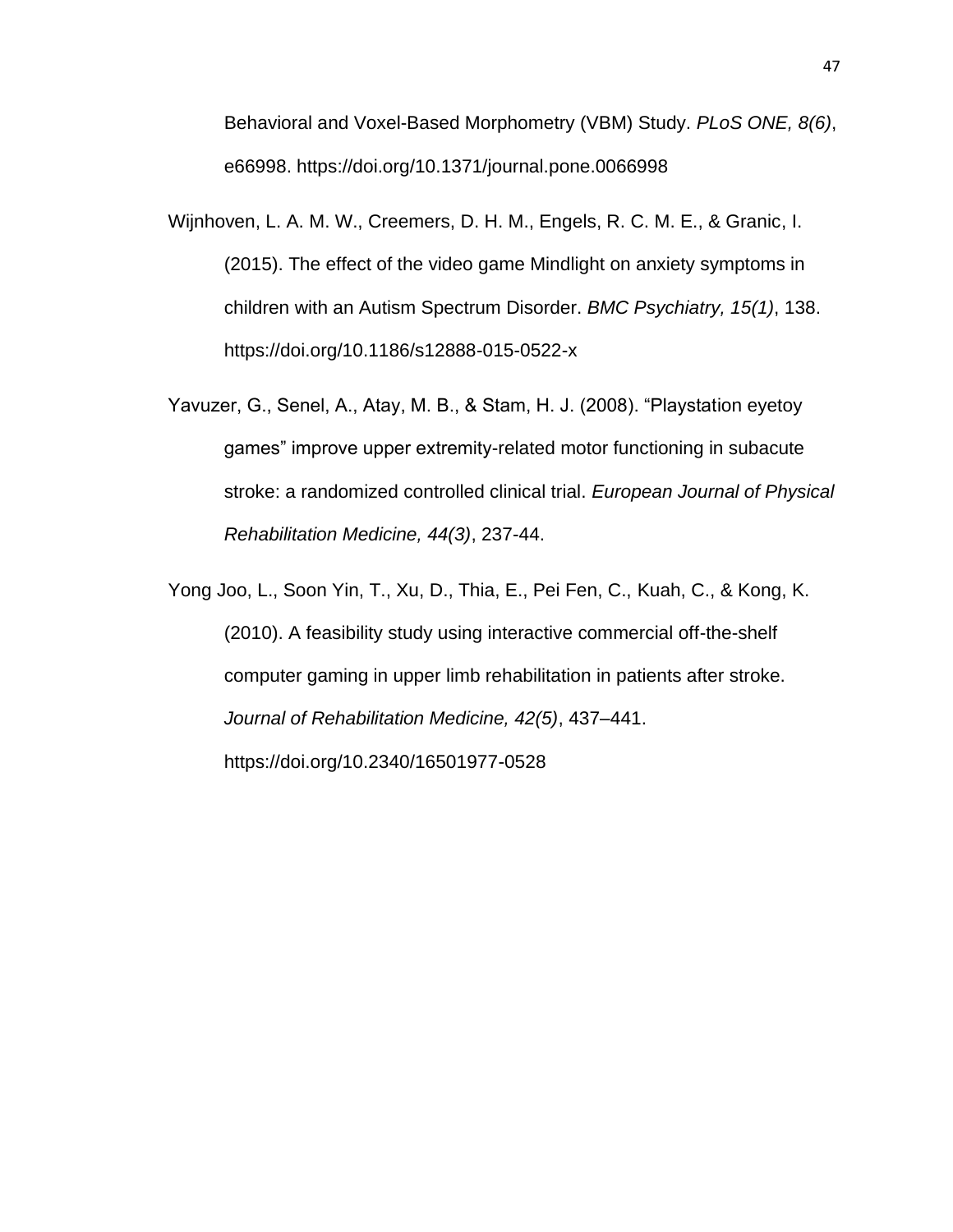Behavioral and Voxel-Based Morphometry (VBM) Study. *PLoS ONE, 8(6)*, e66998. https://doi.org/10.1371/journal.pone.0066998

Wijnhoven, L. A. M. W., Creemers, D. H. M., Engels, R. C. M. E., & Granic, I. (2015). The effect of the video game Mindlight on anxiety symptoms in children with an Autism Spectrum Disorder. *BMC Psychiatry, 15(1)*, 138. https://doi.org/10.1186/s12888-015-0522-x

Yavuzer, G., Senel, A., Atay, M. B., & Stam, H. J. (2008). “Playstation eyetoy games” improve upper extremity-related motor functioning in subacute stroke: a randomized controlled clinical trial. *European Journal of Physical Rehabilitation Medicine, 44(3)*, 237-44.

Yong Joo, L., Soon Yin, T., Xu, D., Thia, E., Pei Fen, C., Kuah, C., & Kong, K. (2010). A feasibility study using interactive commercial off-the-shelf computer gaming in upper limb rehabilitation in patients after stroke. *Journal of Rehabilitation Medicine, 42(5)*, 437–441. https://doi.org/10.2340/16501977-0528